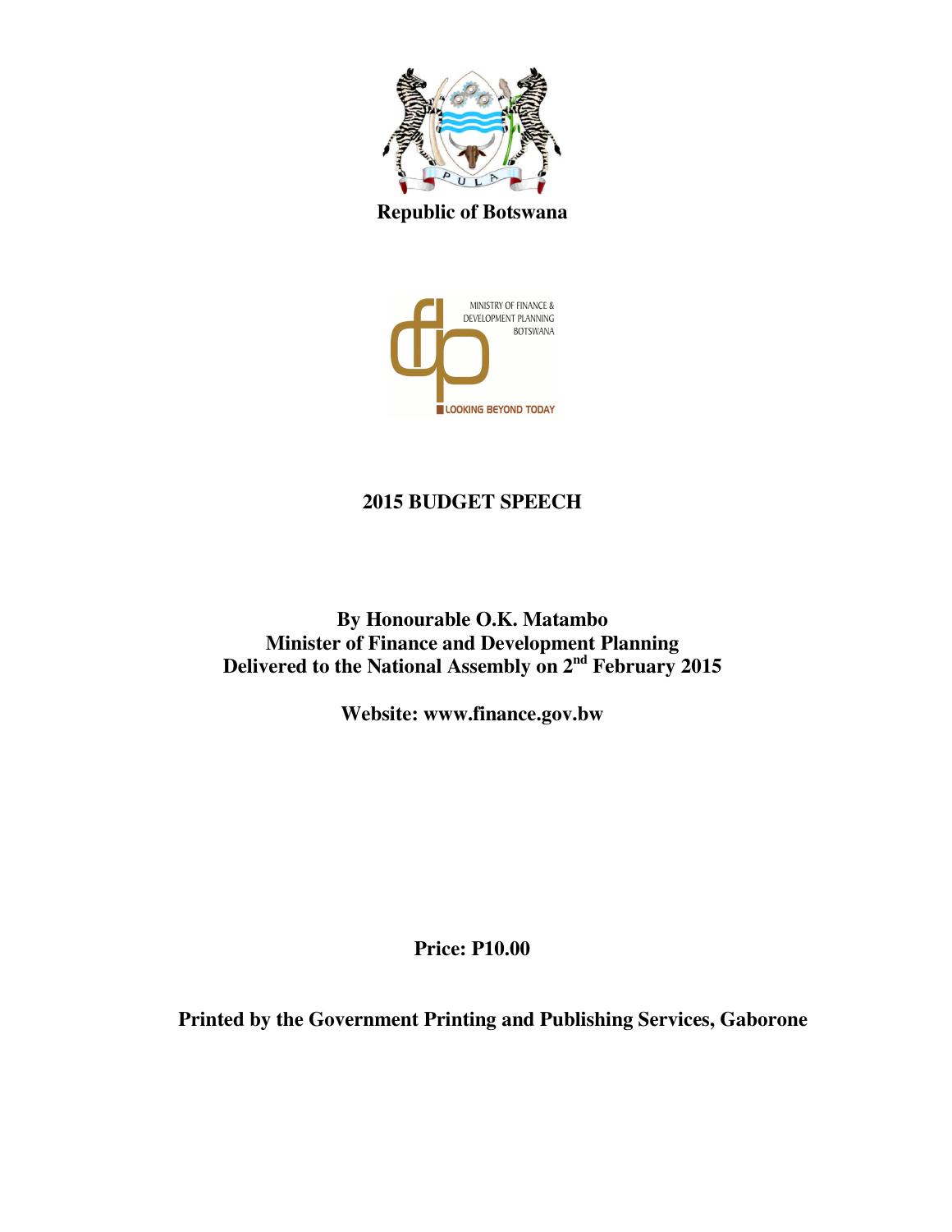**Republic of Botswana**

MINISTRY OF FINANCE & DEVELOPMENT PLANNING BOTSWANA

LOOKING BEYOND TODAY

# 2015 BUDGET SPEECH

**By Honourable O.K. Matambo**
**Minister of Finance and Development Planning**
**Delivered to the National Assembly on 2nd February 2015**

**Website: www.finance.gov.bw**

**Price: P10.00**

**Printed by the Government Printing and Publishing Services, Gaborone**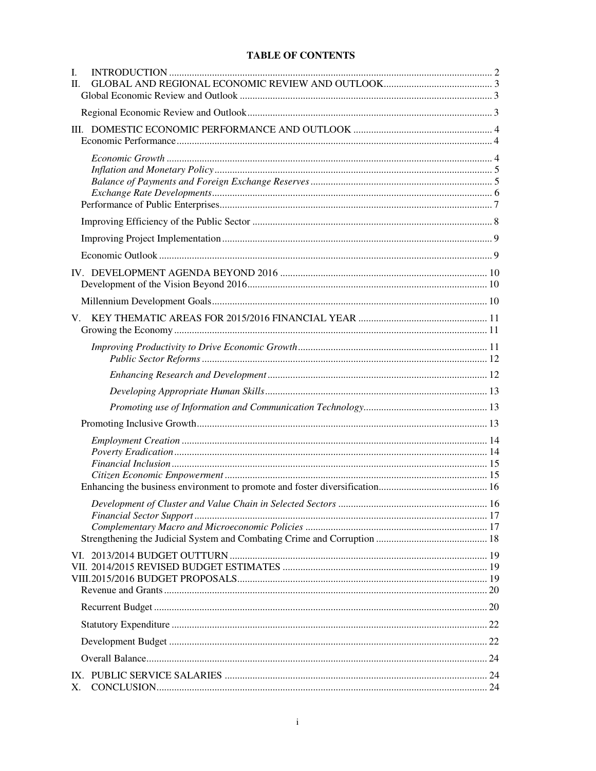# TABLE OF CONTENTS

I. INTRODUCTION ........................................................................................................................ 2
II. GLOBAL AND REGIONAL ECONOMIC REVIEW AND OUTLOOK ........................................... 3
Global Economic Review and Outlook ........................................................................................ 3
Regional Economic Review and Outlook ..................................................................................... 3
III. DOMESTIC ECONOMIC PERFORMANCE AND OUTLOOK ..................................................... 4
Economic Performance ................................................................................................................ 4
*Economic Growth* ..................................................................................................................... 4
*Inflation and Monetary Policy* .................................................................................................. 5
*Balance of Payments and Foreign Exchange Reserves* .............................................................. 5
*Exchange Rate Developments* .................................................................................................. 6
Performance of Public Enterprises ............................................................................................... 7
Improving Efficiency of the Public Sector .................................................................................... 8
Improving Project Implementation ............................................................................................... 9
Economic Outlook ....................................................................................................................... 9
IV. DEVELOPMENT AGENDA BEYOND 2016 ................................................................................ 10
Development of the Vision Beyond 2016 ................................................................................... 10
Millennium Development Goals .................................................................................................. 10
V. KEY THEMATIC AREAS FOR 2015/2016 FINANCIAL YEAR .................................................. 11
Growing the Economy ................................................................................................................ 11
*Improving Productivity to Drive Economic Growth* .................................................................. 11
*Public Sector Reforms* ............................................................................................................. 12
*Enhancing Research and Development* .................................................................................... 12
*Developing Appropriate Human Skills* ..................................................................................... 13
*Promoting use of Information and Communication Technology* ............................................... 13
Promoting Inclusive Growth ....................................................................................................... 13
*Employment Creation* .............................................................................................................. 14
*Poverty Eradication* ................................................................................................................. 14
*Financial Inclusion* .................................................................................................................. 15
*Citizen Economic Empowerment* ............................................................................................. 15
Enhancing the business environment to promote and foster diversification ............................... 16
*Development of Cluster and Value Chain in Selected Sectors* ................................................... 16
*Financial Sector Support* .......................................................................................................... 17
*Complementary Macro and Microeconomic Policies* ................................................................ 17
Strengthening the Judicial System and Combating Crime and Corruption ................................... 18
VI. 2013/2014 BUDGET OUTTURN ............................................................................................... 19
VII. 2014/2015 REVISED BUDGET ESTIMATES .......................................................................... 19
VIII. 2015/2016 BUDGET PROPOSALS ......................................................................................... 19
Revenue and Grants ................................................................................................................... 20
Recurrent Budget ....................................................................................................................... 20
Statutory Expenditure ................................................................................................................ 22
Development Budget .................................................................................................................. 22
Overall Balance .......................................................................................................................... 24
IX. PUBLIC SERVICE SALARIES .................................................................................................. 24
X. CONCLUSION ............................................................................................................................ 24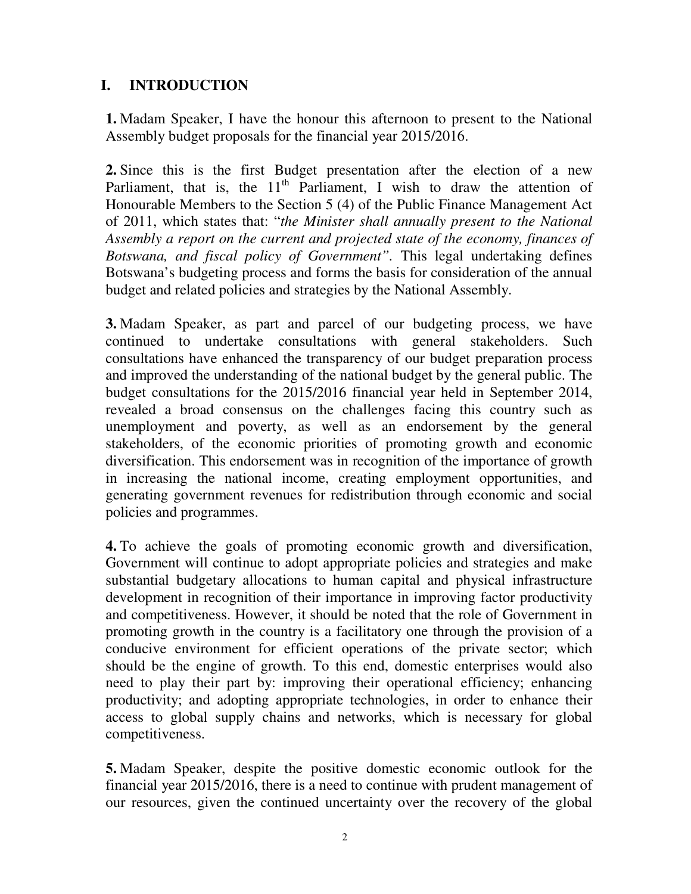## I. INTRODUCTION

**1.** Madam Speaker, I have the honour this afternoon to present to the National Assembly budget proposals for the financial year 2015/2016.

**2.** Since this is the first Budget presentation after the election of a new Parliament, that is, the 11th Parliament, I wish to draw the attention of Honourable Members to the Section 5 (4) of the Public Finance Management Act of 2011, which states that: "*the Minister shall annually present to the National Assembly a report on the current and projected state of the economy, finances of Botswana, and fiscal policy of Government"*. This legal undertaking defines Botswana's budgeting process and forms the basis for consideration of the annual budget and related policies and strategies by the National Assembly.

**3.** Madam Speaker, as part and parcel of our budgeting process, we have continued to undertake consultations with general stakeholders. Such consultations have enhanced the transparency of our budget preparation process and improved the understanding of the national budget by the general public. The budget consultations for the 2015/2016 financial year held in September 2014, revealed a broad consensus on the challenges facing this country such as unemployment and poverty, as well as an endorsement by the general stakeholders, of the economic priorities of promoting growth and economic diversification. This endorsement was in recognition of the importance of growth in increasing the national income, creating employment opportunities, and generating government revenues for redistribution through economic and social policies and programmes.

**4.** To achieve the goals of promoting economic growth and diversification, Government will continue to adopt appropriate policies and strategies and make substantial budgetary allocations to human capital and physical infrastructure development in recognition of their importance in improving factor productivity and competitiveness. However, it should be noted that the role of Government in promoting growth in the country is a facilitatory one through the provision of a conducive environment for efficient operations of the private sector; which should be the engine of growth. To this end, domestic enterprises would also need to play their part by: improving their operational efficiency; enhancing productivity; and adopting appropriate technologies, in order to enhance their access to global supply chains and networks, which is necessary for global competitiveness.

**5.** Madam Speaker, despite the positive domestic economic outlook for the financial year 2015/2016, there is a need to continue with prudent management of our resources, given the continued uncertainty over the recovery of the global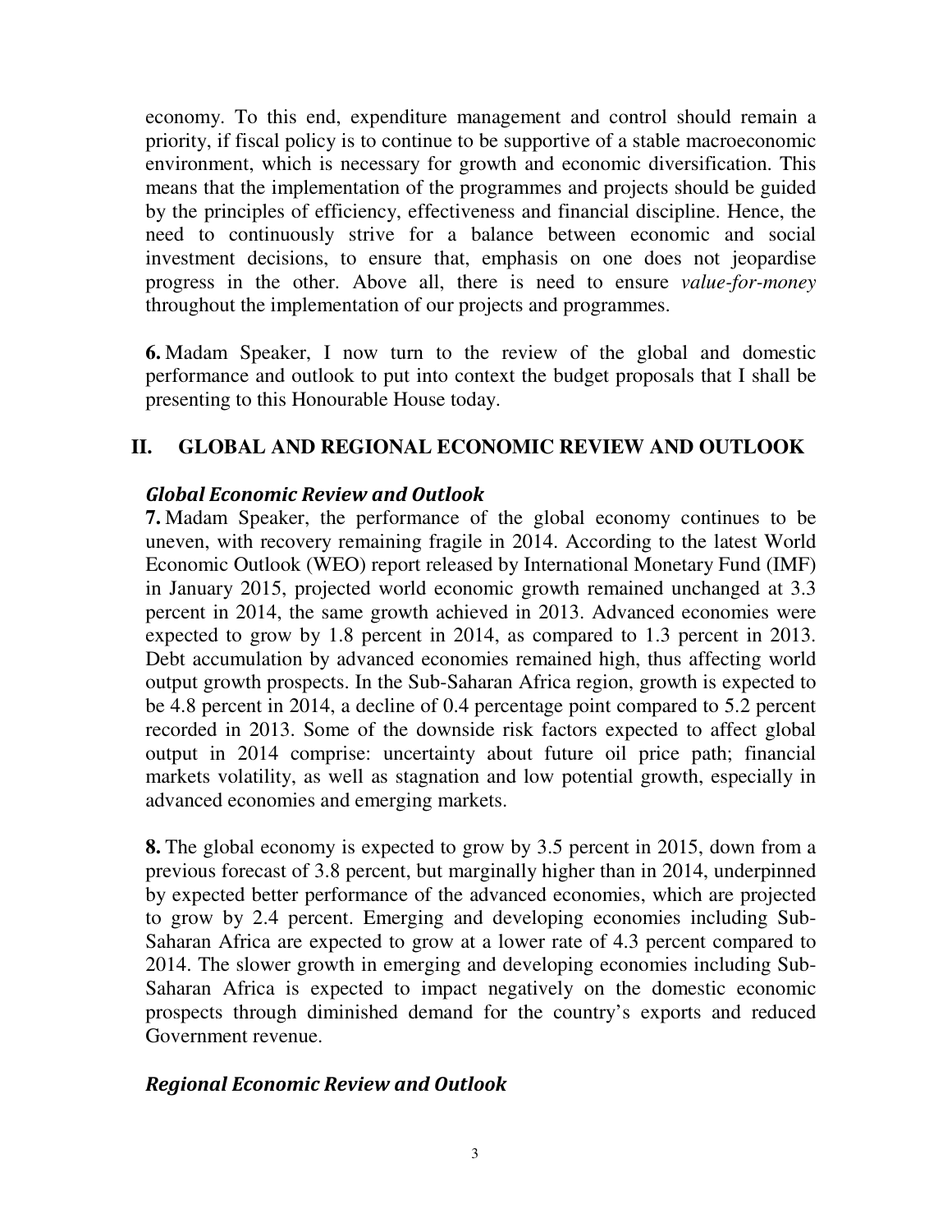economy. To this end, expenditure management and control should remain a priority, if fiscal policy is to continue to be supportive of a stable macroeconomic environment, which is necessary for growth and economic diversification. This means that the implementation of the programmes and projects should be guided by the principles of efficiency, effectiveness and financial discipline. Hence, the need to continuously strive for a balance between economic and social investment decisions, to ensure that, emphasis on one does not jeopardise progress in the other. Above all, there is need to ensure *value-for-money* throughout the implementation of our projects and programmes.

**6.** Madam Speaker, I now turn to the review of the global and domestic performance and outlook to put into context the budget proposals that I shall be presenting to this Honourable House today.

## II. GLOBAL AND REGIONAL ECONOMIC REVIEW AND OUTLOOK

### *Global Economic Review and Outlook*

**7.** Madam Speaker, the performance of the global economy continues to be uneven, with recovery remaining fragile in 2014. According to the latest World Economic Outlook (WEO) report released by International Monetary Fund (IMF) in January 2015, projected world economic growth remained unchanged at 3.3 percent in 2014, the same growth achieved in 2013. Advanced economies were expected to grow by 1.8 percent in 2014, as compared to 1.3 percent in 2013. Debt accumulation by advanced economies remained high, thus affecting world output growth prospects. In the Sub-Saharan Africa region, growth is expected to be 4.8 percent in 2014, a decline of 0.4 percentage point compared to 5.2 percent recorded in 2013. Some of the downside risk factors expected to affect global output in 2014 comprise: uncertainty about future oil price path; financial markets volatility, as well as stagnation and low potential growth, especially in advanced economies and emerging markets.

**8.** The global economy is expected to grow by 3.5 percent in 2015, down from a previous forecast of 3.8 percent, but marginally higher than in 2014, underpinned by expected better performance of the advanced economies, which are projected to grow by 2.4 percent. Emerging and developing economies including Sub-Saharan Africa are expected to grow at a lower rate of 4.3 percent compared to 2014. The slower growth in emerging and developing economies including Sub-Saharan Africa is expected to impact negatively on the domestic economic prospects through diminished demand for the country's exports and reduced Government revenue.

### *Regional Economic Review and Outlook*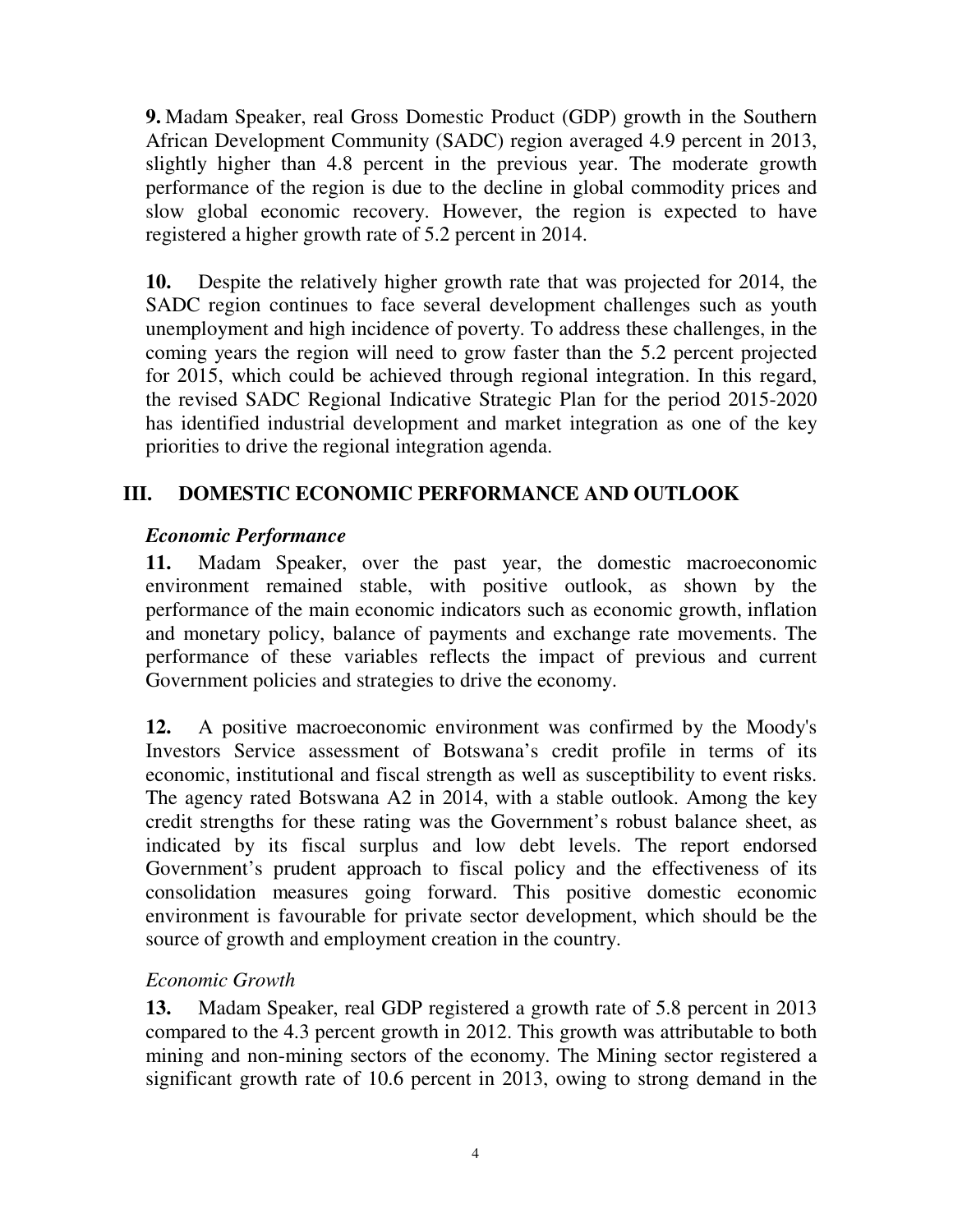**9.** Madam Speaker, real Gross Domestic Product (GDP) growth in the Southern African Development Community (SADC) region averaged 4.9 percent in 2013, slightly higher than 4.8 percent in the previous year. The moderate growth performance of the region is due to the decline in global commodity prices and slow global economic recovery. However, the region is expected to have registered a higher growth rate of 5.2 percent in 2014.

**10.** Despite the relatively higher growth rate that was projected for 2014, the SADC region continues to face several development challenges such as youth unemployment and high incidence of poverty. To address these challenges, in the coming years the region will need to grow faster than the 5.2 percent projected for 2015, which could be achieved through regional integration. In this regard, the revised SADC Regional Indicative Strategic Plan for the period 2015-2020 has identified industrial development and market integration as one of the key priorities to drive the regional integration agenda.

## III. DOMESTIC ECONOMIC PERFORMANCE AND OUTLOOK

### *Economic Performance*

**11.** Madam Speaker, over the past year, the domestic macroeconomic environment remained stable, with positive outlook, as shown by the performance of the main economic indicators such as economic growth, inflation and monetary policy, balance of payments and exchange rate movements. The performance of these variables reflects the impact of previous and current Government policies and strategies to drive the economy.

**12.** A positive macroeconomic environment was confirmed by the Moody's Investors Service assessment of Botswana's credit profile in terms of its economic, institutional and fiscal strength as well as susceptibility to event risks. The agency rated Botswana A2 in 2014, with a stable outlook. Among the key credit strengths for these rating was the Government's robust balance sheet, as indicated by its fiscal surplus and low debt levels. The report endorsed Government's prudent approach to fiscal policy and the effectiveness of its consolidation measures going forward. This positive domestic economic environment is favourable for private sector development, which should be the source of growth and employment creation in the country.

#### *Economic Growth*

**13.** Madam Speaker, real GDP registered a growth rate of 5.8 percent in 2013 compared to the 4.3 percent growth in 2012. This growth was attributable to both mining and non-mining sectors of the economy. The Mining sector registered a significant growth rate of 10.6 percent in 2013, owing to strong demand in the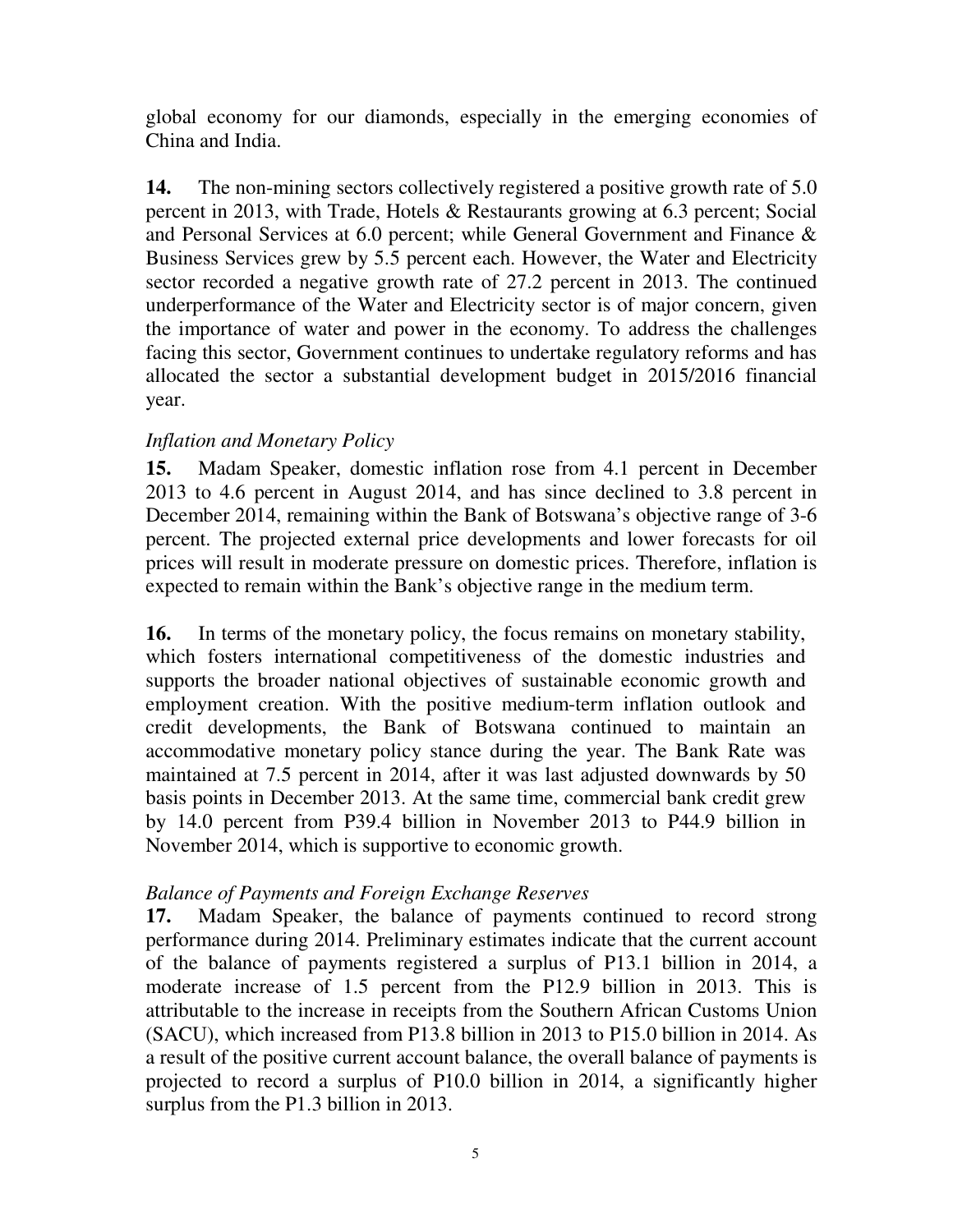global economy for our diamonds, especially in the emerging economies of China and India.

**14.** The non-mining sectors collectively registered a positive growth rate of 5.0 percent in 2013, with Trade, Hotels & Restaurants growing at 6.3 percent; Social and Personal Services at 6.0 percent; while General Government and Finance & Business Services grew by 5.5 percent each. However, the Water and Electricity sector recorded a negative growth rate of 27.2 percent in 2013. The continued underperformance of the Water and Electricity sector is of major concern, given the importance of water and power in the economy. To address the challenges facing this sector, Government continues to undertake regulatory reforms and has allocated the sector a substantial development budget in 2015/2016 financial year.

*Inflation and Monetary Policy*

**15.** Madam Speaker, domestic inflation rose from 4.1 percent in December 2013 to 4.6 percent in August 2014, and has since declined to 3.8 percent in December 2014, remaining within the Bank of Botswana's objective range of 3-6 percent. The projected external price developments and lower forecasts for oil prices will result in moderate pressure on domestic prices. Therefore, inflation is expected to remain within the Bank's objective range in the medium term.

**16.** In terms of the monetary policy, the focus remains on monetary stability, which fosters international competitiveness of the domestic industries and supports the broader national objectives of sustainable economic growth and employment creation. With the positive medium-term inflation outlook and credit developments, the Bank of Botswana continued to maintain an accommodative monetary policy stance during the year. The Bank Rate was maintained at 7.5 percent in 2014, after it was last adjusted downwards by 50 basis points in December 2013. At the same time, commercial bank credit grew by 14.0 percent from P39.4 billion in November 2013 to P44.9 billion in November 2014, which is supportive to economic growth.

*Balance of Payments and Foreign Exchange Reserves*

**17.** Madam Speaker, the balance of payments continued to record strong performance during 2014. Preliminary estimates indicate that the current account of the balance of payments registered a surplus of P13.1 billion in 2014, a moderate increase of 1.5 percent from the P12.9 billion in 2013. This is attributable to the increase in receipts from the Southern African Customs Union (SACU), which increased from P13.8 billion in 2013 to P15.0 billion in 2014. As a result of the positive current account balance, the overall balance of payments is projected to record a surplus of P10.0 billion in 2014, a significantly higher surplus from the P1.3 billion in 2013.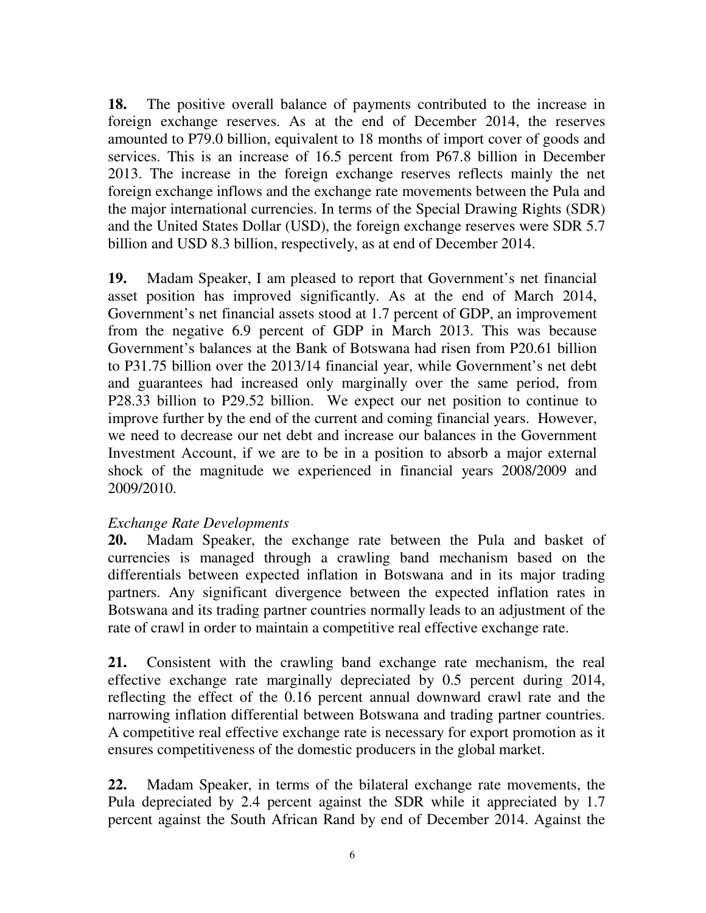**18.** The positive overall balance of payments contributed to the increase in foreign exchange reserves. As at the end of December 2014, the reserves amounted to P79.0 billion, equivalent to 18 months of import cover of goods and services. This is an increase of 16.5 percent from P67.8 billion in December 2013. The increase in the foreign exchange reserves reflects mainly the net foreign exchange inflows and the exchange rate movements between the Pula and the major international currencies. In terms of the Special Drawing Rights (SDR) and the United States Dollar (USD), the foreign exchange reserves were SDR 5.7 billion and USD 8.3 billion, respectively, as at end of December 2014.

**19.** Madam Speaker, I am pleased to report that Government's net financial asset position has improved significantly. As at the end of March 2014, Government's net financial assets stood at 1.7 percent of GDP, an improvement from the negative 6.9 percent of GDP in March 2013. This was because Government's balances at the Bank of Botswana had risen from P20.61 billion to P31.75 billion over the 2013/14 financial year, while Government's net debt and guarantees had increased only marginally over the same period, from P28.33 billion to P29.52 billion. We expect our net position to continue to improve further by the end of the current and coming financial years. However, we need to decrease our net debt and increase our balances in the Government Investment Account, if we are to be in a position to absorb a major external shock of the magnitude we experienced in financial years 2008/2009 and 2009/2010.

*Exchange Rate Developments*

**20.** Madam Speaker, the exchange rate between the Pula and basket of currencies is managed through a crawling band mechanism based on the differentials between expected inflation in Botswana and in its major trading partners. Any significant divergence between the expected inflation rates in Botswana and its trading partner countries normally leads to an adjustment of the rate of crawl in order to maintain a competitive real effective exchange rate.

**21.** Consistent with the crawling band exchange rate mechanism, the real effective exchange rate marginally depreciated by 0.5 percent during 2014, reflecting the effect of the 0.16 percent annual downward crawl rate and the narrowing inflation differential between Botswana and trading partner countries. A competitive real effective exchange rate is necessary for export promotion as it ensures competitiveness of the domestic producers in the global market.

**22.** Madam Speaker, in terms of the bilateral exchange rate movements, the Pula depreciated by 2.4 percent against the SDR while it appreciated by 1.7 percent against the South African Rand by end of December 2014. Against the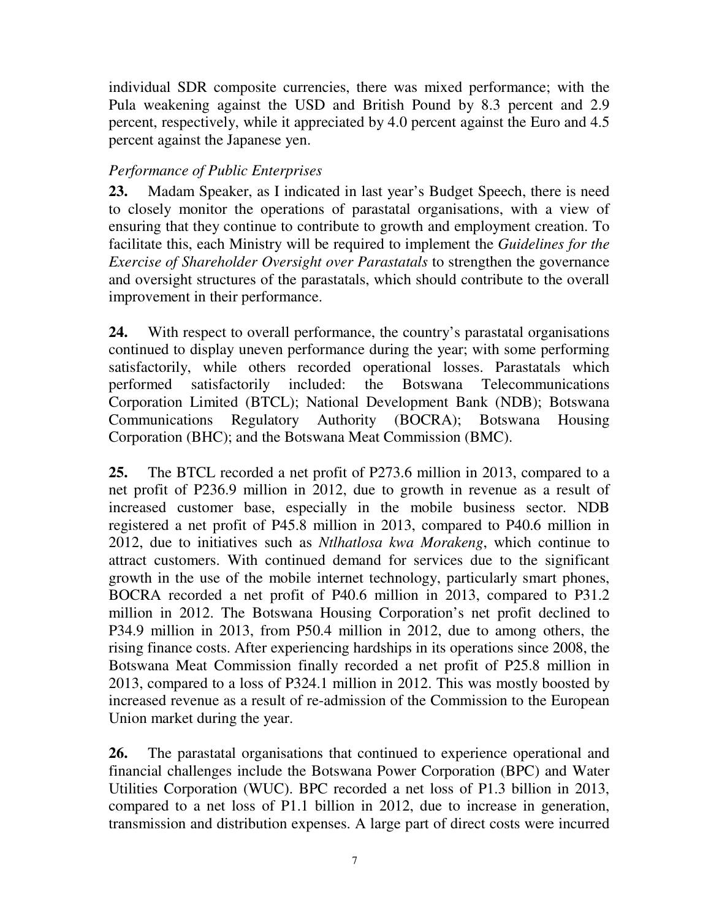individual SDR composite currencies, there was mixed performance; with the Pula weakening against the USD and British Pound by 8.3 percent and 2.9 percent, respectively, while it appreciated by 4.0 percent against the Euro and 4.5 percent against the Japanese yen.

### *Performance of Public Enterprises*

**23.** Madam Speaker, as I indicated in last year's Budget Speech, there is need to closely monitor the operations of parastatal organisations, with a view of ensuring that they continue to contribute to growth and employment creation. To facilitate this, each Ministry will be required to implement the *Guidelines for the Exercise of Shareholder Oversight over Parastatals* to strengthen the governance and oversight structures of the parastatals, which should contribute to the overall improvement in their performance.

**24.** With respect to overall performance, the country's parastatal organisations continued to display uneven performance during the year; with some performing satisfactorily, while others recorded operational losses. Parastatals which performed satisfactorily included: the Botswana Telecommunications Corporation Limited (BTCL); National Development Bank (NDB); Botswana Communications Regulatory Authority (BOCRA); Botswana Housing Corporation (BHC); and the Botswana Meat Commission (BMC).

**25.** The BTCL recorded a net profit of P273.6 million in 2013, compared to a net profit of P236.9 million in 2012, due to growth in revenue as a result of increased customer base, especially in the mobile business sector. NDB registered a net profit of P45.8 million in 2013, compared to P40.6 million in 2012, due to initiatives such as *Ntlhatlosa kwa Morakeng*, which continue to attract customers. With continued demand for services due to the significant growth in the use of the mobile internet technology, particularly smart phones, BOCRA recorded a net profit of P40.6 million in 2013, compared to P31.2 million in 2012. The Botswana Housing Corporation's net profit declined to P34.9 million in 2013, from P50.4 million in 2012, due to among others, the rising finance costs. After experiencing hardships in its operations since 2008, the Botswana Meat Commission finally recorded a net profit of P25.8 million in 2013, compared to a loss of P324.1 million in 2012. This was mostly boosted by increased revenue as a result of re-admission of the Commission to the European Union market during the year.

**26.** The parastatal organisations that continued to experience operational and financial challenges include the Botswana Power Corporation (BPC) and Water Utilities Corporation (WUC). BPC recorded a net loss of P1.3 billion in 2013, compared to a net loss of P1.1 billion in 2012, due to increase in generation, transmission and distribution expenses. A large part of direct costs were incurred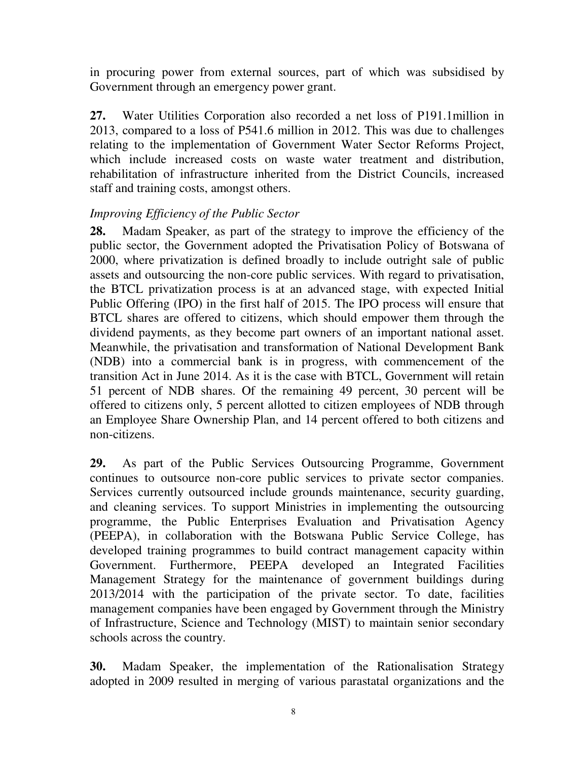in procuring power from external sources, part of which was subsidised by Government through an emergency power grant.

**27.** Water Utilities Corporation also recorded a net loss of P191.1million in 2013, compared to a loss of P541.6 million in 2012. This was due to challenges relating to the implementation of Government Water Sector Reforms Project, which include increased costs on waste water treatment and distribution, rehabilitation of infrastructure inherited from the District Councils, increased staff and training costs, amongst others.

*Improving Efficiency of the Public Sector*

**28.** Madam Speaker, as part of the strategy to improve the efficiency of the public sector, the Government adopted the Privatisation Policy of Botswana of 2000, where privatization is defined broadly to include outright sale of public assets and outsourcing the non-core public services. With regard to privatisation, the BTCL privatization process is at an advanced stage, with expected Initial Public Offering (IPO) in the first half of 2015. The IPO process will ensure that BTCL shares are offered to citizens, which should empower them through the dividend payments, as they become part owners of an important national asset. Meanwhile, the privatisation and transformation of National Development Bank (NDB) into a commercial bank is in progress, with commencement of the transition Act in June 2014. As it is the case with BTCL, Government will retain 51 percent of NDB shares. Of the remaining 49 percent, 30 percent will be offered to citizens only, 5 percent allotted to citizen employees of NDB through an Employee Share Ownership Plan, and 14 percent offered to both citizens and non-citizens.

**29.** As part of the Public Services Outsourcing Programme, Government continues to outsource non-core public services to private sector companies. Services currently outsourced include grounds maintenance, security guarding, and cleaning services. To support Ministries in implementing the outsourcing programme, the Public Enterprises Evaluation and Privatisation Agency (PEEPA), in collaboration with the Botswana Public Service College, has developed training programmes to build contract management capacity within Government. Furthermore, PEEPA developed an Integrated Facilities Management Strategy for the maintenance of government buildings during 2013/2014 with the participation of the private sector. To date, facilities management companies have been engaged by Government through the Ministry of Infrastructure, Science and Technology (MIST) to maintain senior secondary schools across the country.

**30.** Madam Speaker, the implementation of the Rationalisation Strategy adopted in 2009 resulted in merging of various parastatal organizations and the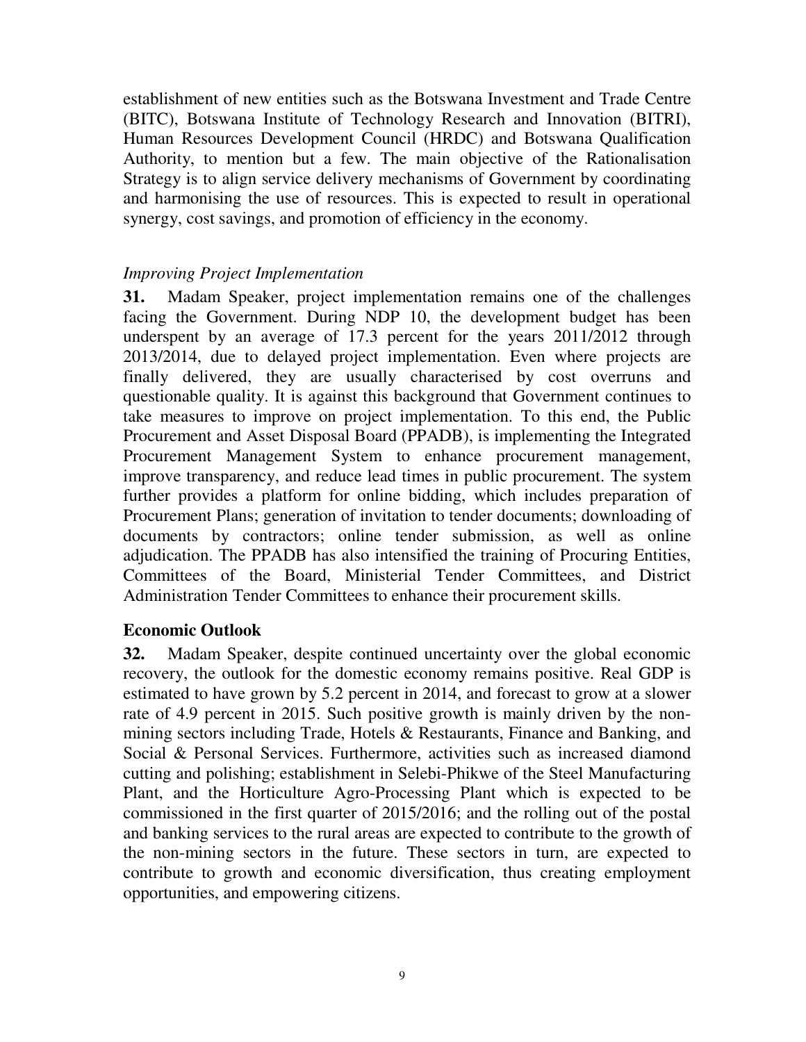establishment of new entities such as the Botswana Investment and Trade Centre (BITC), Botswana Institute of Technology Research and Innovation (BITRI), Human Resources Development Council (HRDC) and Botswana Qualification Authority, to mention but a few. The main objective of the Rationalisation Strategy is to align service delivery mechanisms of Government by coordinating and harmonising the use of resources. This is expected to result in operational synergy, cost savings, and promotion of efficiency in the economy.

*Improving Project Implementation*

**31.** Madam Speaker, project implementation remains one of the challenges facing the Government. During NDP 10, the development budget has been underspent by an average of 17.3 percent for the years 2011/2012 through 2013/2014, due to delayed project implementation. Even where projects are finally delivered, they are usually characterised by cost overruns and questionable quality. It is against this background that Government continues to take measures to improve on project implementation. To this end, the Public Procurement and Asset Disposal Board (PPADB), is implementing the Integrated Procurement Management System to enhance procurement management, improve transparency, and reduce lead times in public procurement. The system further provides a platform for online bidding, which includes preparation of Procurement Plans; generation of invitation to tender documents; downloading of documents by contractors; online tender submission, as well as online adjudication. The PPADB has also intensified the training of Procuring Entities, Committees of the Board, Ministerial Tender Committees, and District Administration Tender Committees to enhance their procurement skills.

## Economic Outlook

**32.** Madam Speaker, despite continued uncertainty over the global economic recovery, the outlook for the domestic economy remains positive. Real GDP is estimated to have grown by 5.2 percent in 2014, and forecast to grow at a slower rate of 4.9 percent in 2015. Such positive growth is mainly driven by the non-mining sectors including Trade, Hotels & Restaurants, Finance and Banking, and Social & Personal Services. Furthermore, activities such as increased diamond cutting and polishing; establishment in Selebi-Phikwe of the Steel Manufacturing Plant, and the Horticulture Agro-Processing Plant which is expected to be commissioned in the first quarter of 2015/2016; and the rolling out of the postal and banking services to the rural areas are expected to contribute to the growth of the non-mining sectors in the future. These sectors in turn, are expected to contribute to growth and economic diversification, thus creating employment opportunities, and empowering citizens.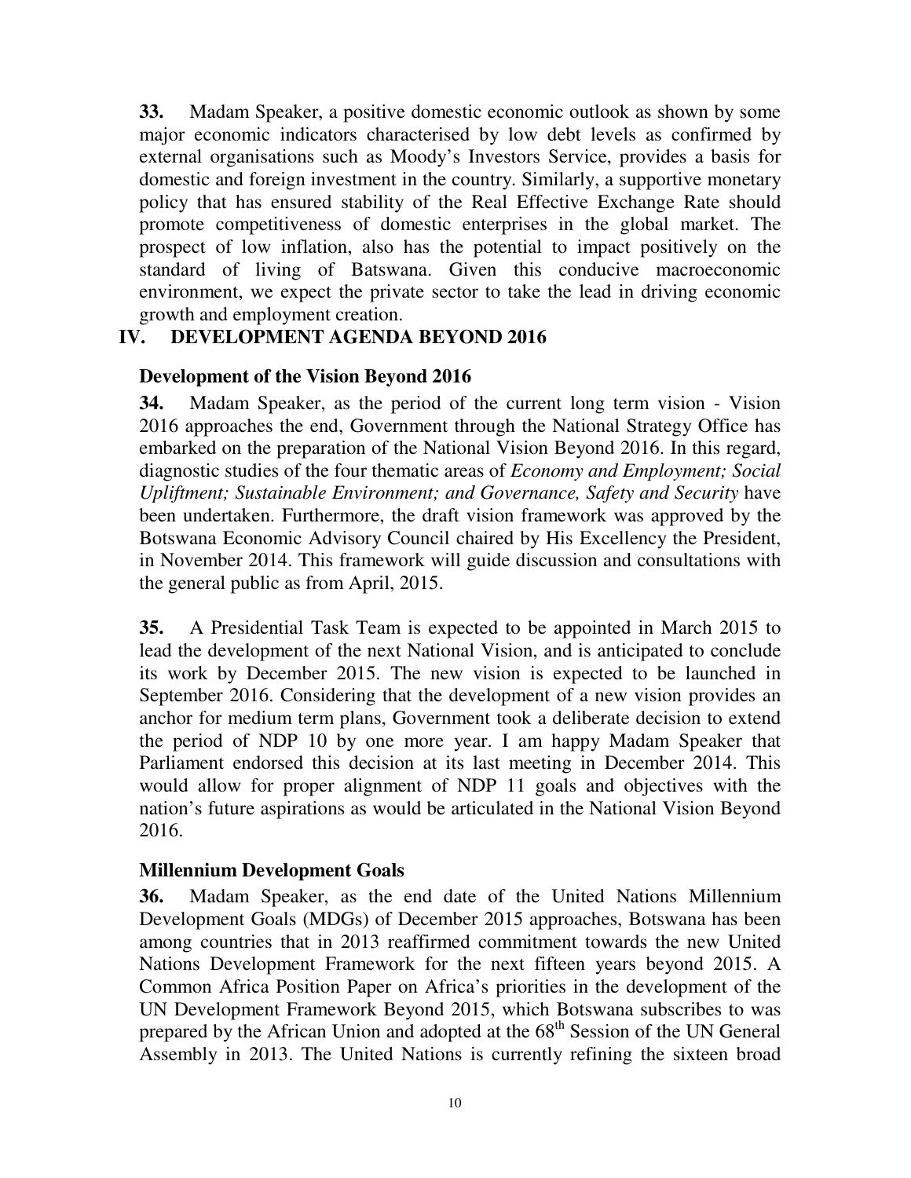**33.** Madam Speaker, a positive domestic economic outlook as shown by some major economic indicators characterised by low debt levels as confirmed by external organisations such as Moody's Investors Service, provides a basis for domestic and foreign investment in the country. Similarly, a supportive monetary policy that has ensured stability of the Real Effective Exchange Rate should promote competitiveness of domestic enterprises in the global market. The prospect of low inflation, also has the potential to impact positively on the standard of living of Batswana. Given this conducive macroeconomic environment, we expect the private sector to take the lead in driving economic growth and employment creation.

## IV. DEVELOPMENT AGENDA BEYOND 2016

### Development of the Vision Beyond 2016

**34.** Madam Speaker, as the period of the current long term vision - Vision 2016 approaches the end, Government through the National Strategy Office has embarked on the preparation of the National Vision Beyond 2016. In this regard, diagnostic studies of the four thematic areas of *Economy and Employment; Social Upliftment; Sustainable Environment; and Governance, Safety and Security* have been undertaken. Furthermore, the draft vision framework was approved by the Botswana Economic Advisory Council chaired by His Excellency the President, in November 2014. This framework will guide discussion and consultations with the general public as from April, 2015.

**35.** A Presidential Task Team is expected to be appointed in March 2015 to lead the development of the next National Vision, and is anticipated to conclude its work by December 2015. The new vision is expected to be launched in September 2016. Considering that the development of a new vision provides an anchor for medium term plans, Government took a deliberate decision to extend the period of NDP 10 by one more year. I am happy Madam Speaker that Parliament endorsed this decision at its last meeting in December 2014. This would allow for proper alignment of NDP 11 goals and objectives with the nation's future aspirations as would be articulated in the National Vision Beyond 2016.

### Millennium Development Goals

**36.** Madam Speaker, as the end date of the United Nations Millennium Development Goals (MDGs) of December 2015 approaches, Botswana has been among countries that in 2013 reaffirmed commitment towards the new United Nations Development Framework for the next fifteen years beyond 2015. A Common Africa Position Paper on Africa's priorities in the development of the UN Development Framework Beyond 2015, which Botswana subscribes to was prepared by the African Union and adopted at the 68th Session of the UN General Assembly in 2013. The United Nations is currently refining the sixteen broad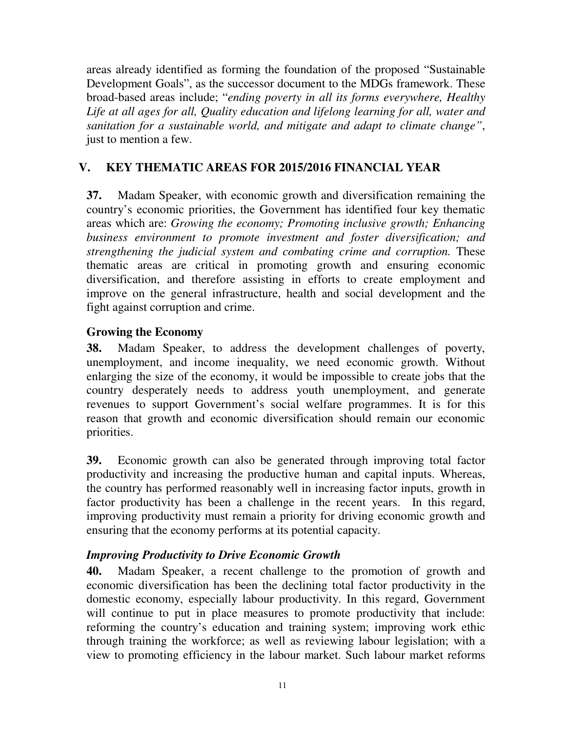areas already identified as forming the foundation of the proposed "Sustainable Development Goals", as the successor document to the MDGs framework. These broad-based areas include; "*ending poverty in all its forms everywhere, Healthy Life at all ages for all, Quality education and lifelong learning for all, water and sanitation for a sustainable world, and mitigate and adapt to climate change*", just to mention a few.

## V. KEY THEMATIC AREAS FOR 2015/2016 FINANCIAL YEAR

**37.** Madam Speaker, with economic growth and diversification remaining the country's economic priorities, the Government has identified four key thematic areas which are: *Growing the economy; Promoting inclusive growth; Enhancing business environment to promote investment and foster diversification; and strengthening the judicial system and combating crime and corruption.* These thematic areas are critical in promoting growth and ensuring economic diversification, and therefore assisting in efforts to create employment and improve on the general infrastructure, health and social development and the fight against corruption and crime.

### Growing the Economy

**38.** Madam Speaker, to address the development challenges of poverty, unemployment, and income inequality, we need economic growth. Without enlarging the size of the economy, it would be impossible to create jobs that the country desperately needs to address youth unemployment, and generate revenues to support Government's social welfare programmes. It is for this reason that growth and economic diversification should remain our economic priorities.

**39.** Economic growth can also be generated through improving total factor productivity and increasing the productive human and capital inputs. Whereas, the country has performed reasonably well in increasing factor inputs, growth in factor productivity has been a challenge in the recent years. In this regard, improving productivity must remain a priority for driving economic growth and ensuring that the economy performs at its potential capacity.

#### *Improving Productivity to Drive Economic Growth*

**40.** Madam Speaker, a recent challenge to the promotion of growth and economic diversification has been the declining total factor productivity in the domestic economy, especially labour productivity. In this regard, Government will continue to put in place measures to promote productivity that include: reforming the country's education and training system; improving work ethic through training the workforce; as well as reviewing labour legislation; with a view to promoting efficiency in the labour market. Such labour market reforms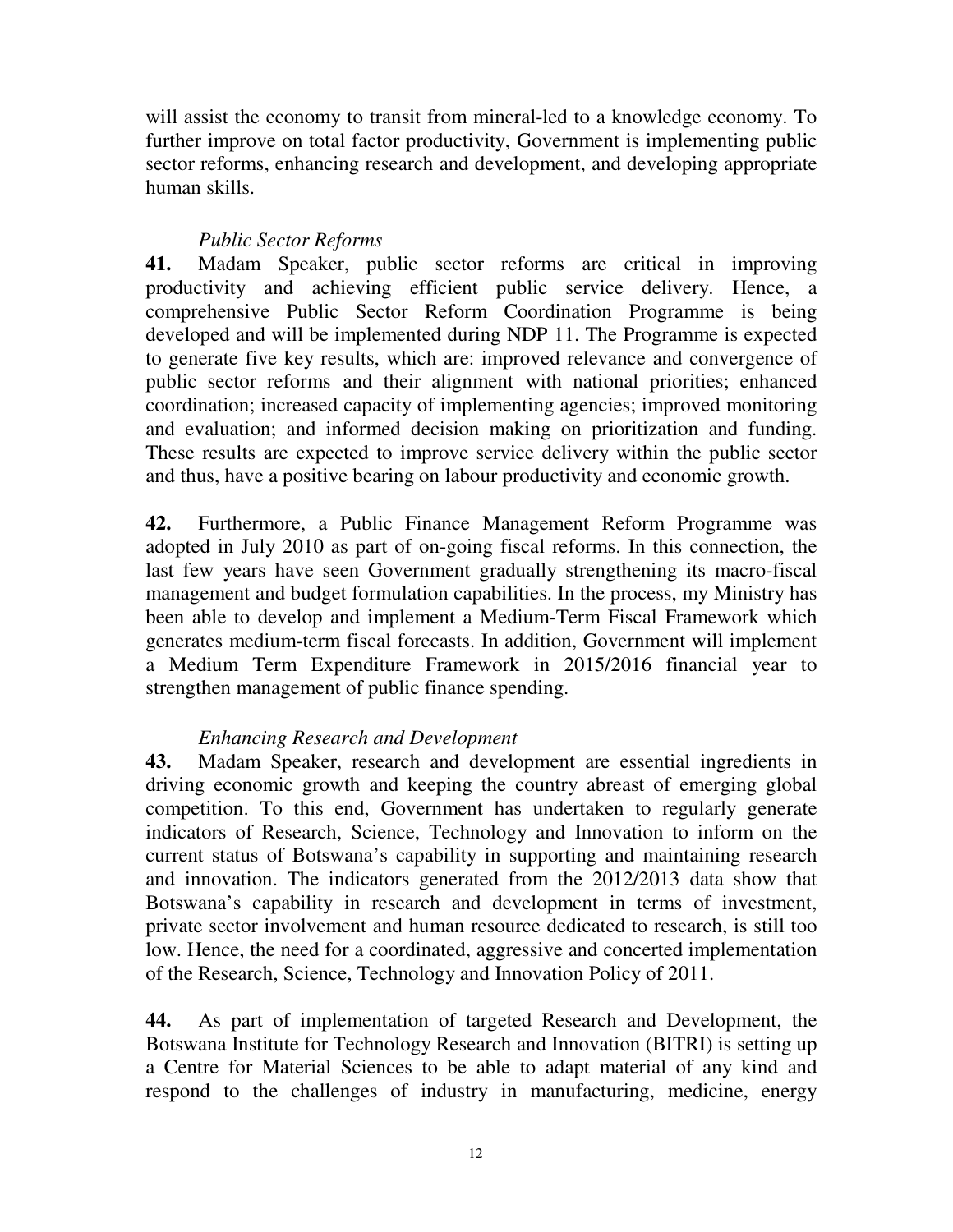will assist the economy to transit from mineral-led to a knowledge economy. To further improve on total factor productivity, Government is implementing public sector reforms, enhancing research and development, and developing appropriate human skills.

*Public Sector Reforms*

**41.** Madam Speaker, public sector reforms are critical in improving productivity and achieving efficient public service delivery. Hence, a comprehensive Public Sector Reform Coordination Programme is being developed and will be implemented during NDP 11. The Programme is expected to generate five key results, which are: improved relevance and convergence of public sector reforms and their alignment with national priorities; enhanced coordination; increased capacity of implementing agencies; improved monitoring and evaluation; and informed decision making on prioritization and funding. These results are expected to improve service delivery within the public sector and thus, have a positive bearing on labour productivity and economic growth.

**42.** Furthermore, a Public Finance Management Reform Programme was adopted in July 2010 as part of on-going fiscal reforms. In this connection, the last few years have seen Government gradually strengthening its macro-fiscal management and budget formulation capabilities. In the process, my Ministry has been able to develop and implement a Medium-Term Fiscal Framework which generates medium-term fiscal forecasts. In addition, Government will implement a Medium Term Expenditure Framework in 2015/2016 financial year to strengthen management of public finance spending.

*Enhancing Research and Development*

**43.** Madam Speaker, research and development are essential ingredients in driving economic growth and keeping the country abreast of emerging global competition. To this end, Government has undertaken to regularly generate indicators of Research, Science, Technology and Innovation to inform on the current status of Botswana's capability in supporting and maintaining research and innovation. The indicators generated from the 2012/2013 data show that Botswana's capability in research and development in terms of investment, private sector involvement and human resource dedicated to research, is still too low. Hence, the need for a coordinated, aggressive and concerted implementation of the Research, Science, Technology and Innovation Policy of 2011.

**44.** As part of implementation of targeted Research and Development, the Botswana Institute for Technology Research and Innovation (BITRI) is setting up a Centre for Material Sciences to be able to adapt material of any kind and respond to the challenges of industry in manufacturing, medicine, energy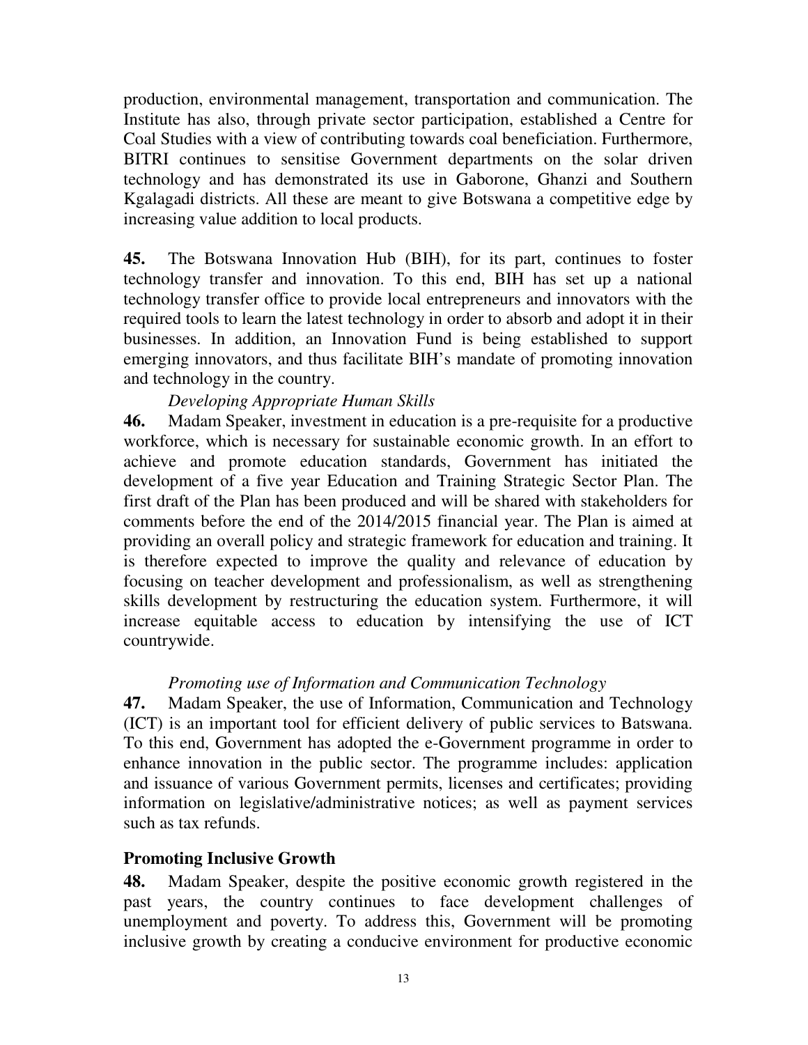production, environmental management, transportation and communication. The Institute has also, through private sector participation, established a Centre for Coal Studies with a view of contributing towards coal beneficiation. Furthermore, BITRI continues to sensitise Government departments on the solar driven technology and has demonstrated its use in Gaborone, Ghanzi and Southern Kgalagadi districts. All these are meant to give Botswana a competitive edge by increasing value addition to local products.

**45.** The Botswana Innovation Hub (BIH), for its part, continues to foster technology transfer and innovation. To this end, BIH has set up a national technology transfer office to provide local entrepreneurs and innovators with the required tools to learn the latest technology in order to absorb and adopt it in their businesses. In addition, an Innovation Fund is being established to support emerging innovators, and thus facilitate BIH's mandate of promoting innovation and technology in the country.

*Developing Appropriate Human Skills*

**46.** Madam Speaker, investment in education is a pre-requisite for a productive workforce, which is necessary for sustainable economic growth. In an effort to achieve and promote education standards, Government has initiated the development of a five year Education and Training Strategic Sector Plan. The first draft of the Plan has been produced and will be shared with stakeholders for comments before the end of the 2014/2015 financial year. The Plan is aimed at providing an overall policy and strategic framework for education and training. It is therefore expected to improve the quality and relevance of education by focusing on teacher development and professionalism, as well as strengthening skills development by restructuring the education system. Furthermore, it will increase equitable access to education by intensifying the use of ICT countrywide.

*Promoting use of Information and Communication Technology*

**47.** Madam Speaker, the use of Information, Communication and Technology (ICT) is an important tool for efficient delivery of public services to Batswana. To this end, Government has adopted the e-Government programme in order to enhance innovation in the public sector. The programme includes: application and issuance of various Government permits, licenses and certificates; providing information on legislative/administrative notices; as well as payment services such as tax refunds.

## Promoting Inclusive Growth

**48.** Madam Speaker, despite the positive economic growth registered in the past years, the country continues to face development challenges of unemployment and poverty. To address this, Government will be promoting inclusive growth by creating a conducive environment for productive economic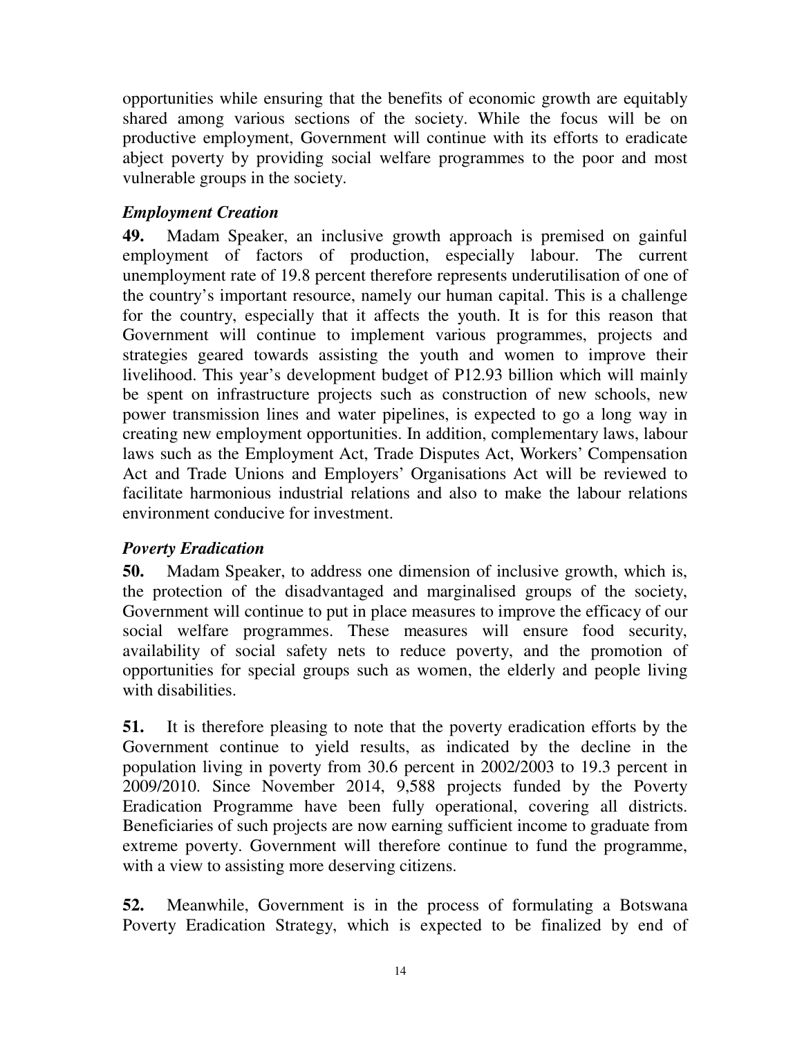opportunities while ensuring that the benefits of economic growth are equitably shared among various sections of the society. While the focus will be on productive employment, Government will continue with its efforts to eradicate abject poverty by providing social welfare programmes to the poor and most vulnerable groups in the society.

### *Employment Creation*

**49.** Madam Speaker, an inclusive growth approach is premised on gainful employment of factors of production, especially labour. The current unemployment rate of 19.8 percent therefore represents underutilisation of one of the country's important resource, namely our human capital. This is a challenge for the country, especially that it affects the youth. It is for this reason that Government will continue to implement various programmes, projects and strategies geared towards assisting the youth and women to improve their livelihood. This year's development budget of P12.93 billion which will mainly be spent on infrastructure projects such as construction of new schools, new power transmission lines and water pipelines, is expected to go a long way in creating new employment opportunities. In addition, complementary laws, labour laws such as the Employment Act, Trade Disputes Act, Workers' Compensation Act and Trade Unions and Employers' Organisations Act will be reviewed to facilitate harmonious industrial relations and also to make the labour relations environment conducive for investment.

### *Poverty Eradication*

**50.** Madam Speaker, to address one dimension of inclusive growth, which is, the protection of the disadvantaged and marginalised groups of the society, Government will continue to put in place measures to improve the efficacy of our social welfare programmes. These measures will ensure food security, availability of social safety nets to reduce poverty, and the promotion of opportunities for special groups such as women, the elderly and people living with disabilities.

**51.** It is therefore pleasing to note that the poverty eradication efforts by the Government continue to yield results, as indicated by the decline in the population living in poverty from 30.6 percent in 2002/2003 to 19.3 percent in 2009/2010. Since November 2014, 9,588 projects funded by the Poverty Eradication Programme have been fully operational, covering all districts. Beneficiaries of such projects are now earning sufficient income to graduate from extreme poverty. Government will therefore continue to fund the programme, with a view to assisting more deserving citizens.

**52.** Meanwhile, Government is in the process of formulating a Botswana Poverty Eradication Strategy, which is expected to be finalized by end of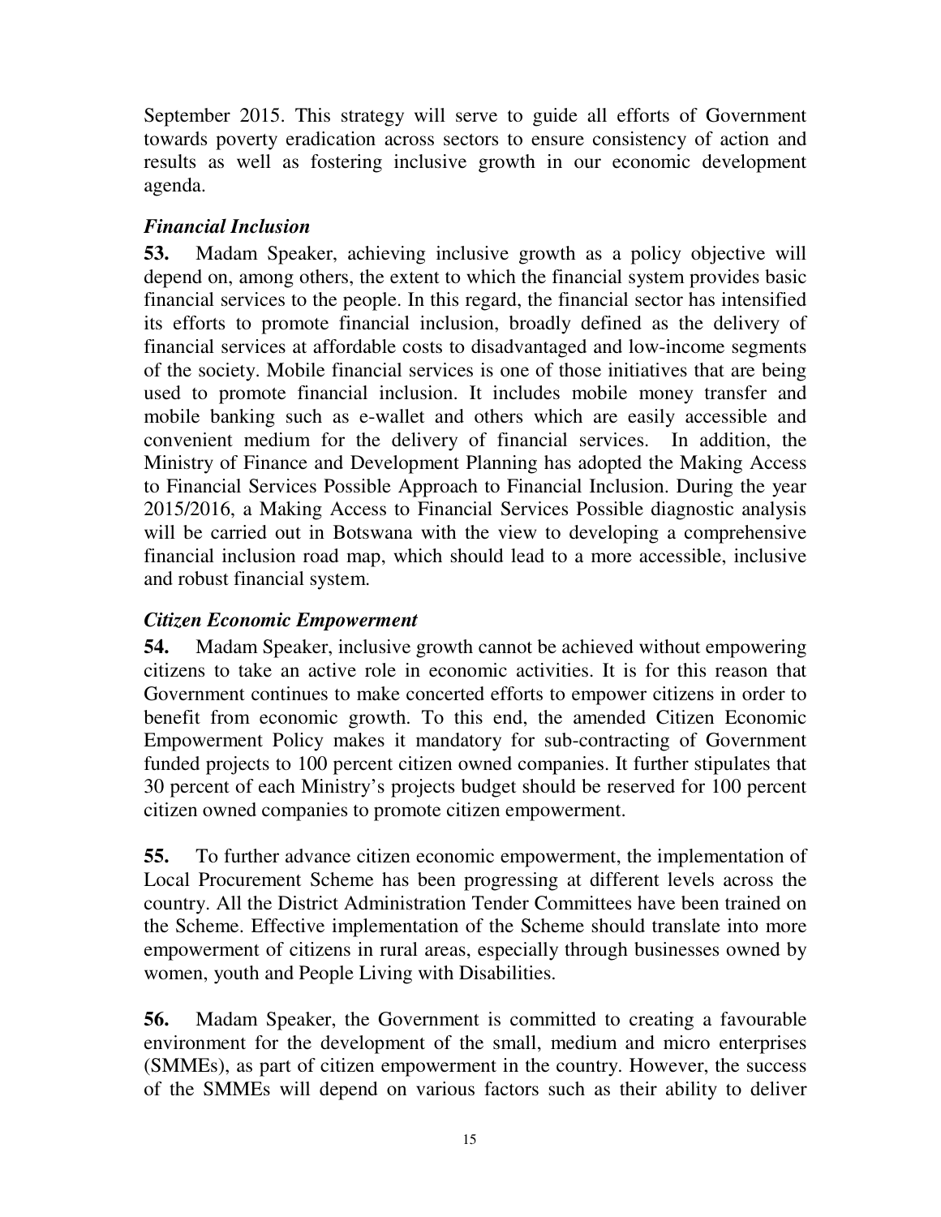September 2015. This strategy will serve to guide all efforts of Government towards poverty eradication across sectors to ensure consistency of action and results as well as fostering inclusive growth in our economic development agenda.

### *Financial Inclusion*

**53.** Madam Speaker, achieving inclusive growth as a policy objective will depend on, among others, the extent to which the financial system provides basic financial services to the people. In this regard, the financial sector has intensified its efforts to promote financial inclusion, broadly defined as the delivery of financial services at affordable costs to disadvantaged and low-income segments of the society. Mobile financial services is one of those initiatives that are being used to promote financial inclusion. It includes mobile money transfer and mobile banking such as e-wallet and others which are easily accessible and convenient medium for the delivery of financial services. In addition, the Ministry of Finance and Development Planning has adopted the Making Access to Financial Services Possible Approach to Financial Inclusion. During the year 2015/2016, a Making Access to Financial Services Possible diagnostic analysis will be carried out in Botswana with the view to developing a comprehensive financial inclusion road map, which should lead to a more accessible, inclusive and robust financial system.

### *Citizen Economic Empowerment*

**54.** Madam Speaker, inclusive growth cannot be achieved without empowering citizens to take an active role in economic activities. It is for this reason that Government continues to make concerted efforts to empower citizens in order to benefit from economic growth. To this end, the amended Citizen Economic Empowerment Policy makes it mandatory for sub-contracting of Government funded projects to 100 percent citizen owned companies. It further stipulates that 30 percent of each Ministry's projects budget should be reserved for 100 percent citizen owned companies to promote citizen empowerment.

**55.** To further advance citizen economic empowerment, the implementation of Local Procurement Scheme has been progressing at different levels across the country. All the District Administration Tender Committees have been trained on the Scheme. Effective implementation of the Scheme should translate into more empowerment of citizens in rural areas, especially through businesses owned by women, youth and People Living with Disabilities.

**56.** Madam Speaker, the Government is committed to creating a favourable environment for the development of the small, medium and micro enterprises (SMMEs), as part of citizen empowerment in the country. However, the success of the SMMEs will depend on various factors such as their ability to deliver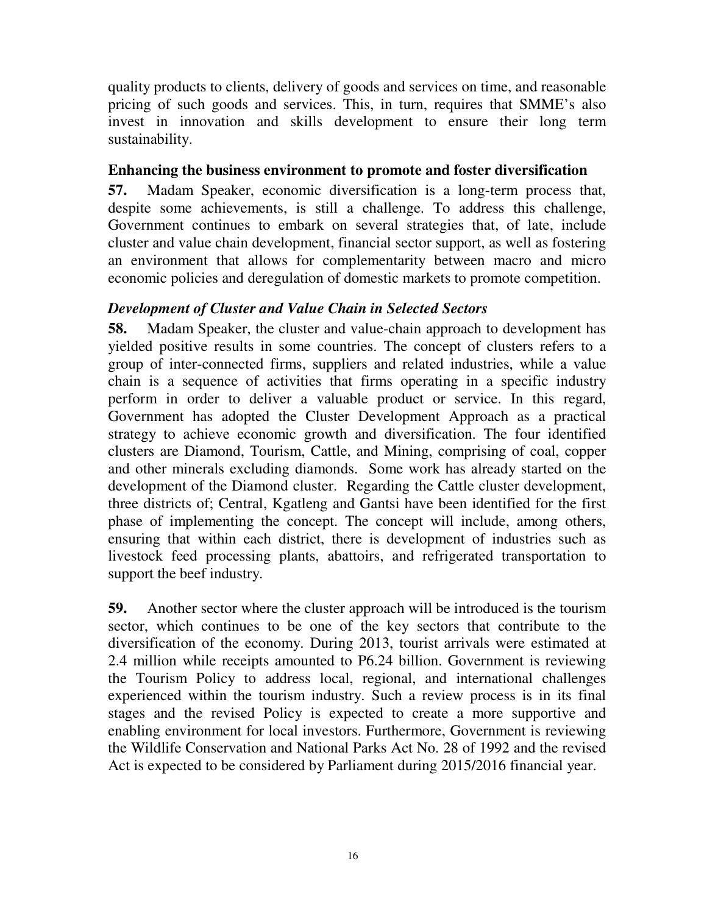quality products to clients, delivery of goods and services on time, and reasonable pricing of such goods and services. This, in turn, requires that SMME's also invest in innovation and skills development to ensure their long term sustainability.

## Enhancing the business environment to promote and foster diversification

**57.** Madam Speaker, economic diversification is a long-term process that, despite some achievements, is still a challenge. To address this challenge, Government continues to embark on several strategies that, of late, include cluster and value chain development, financial sector support, as well as fostering an environment that allows for complementarity between macro and micro economic policies and deregulation of domestic markets to promote competition.

### *Development of Cluster and Value Chain in Selected Sectors*

**58.** Madam Speaker, the cluster and value-chain approach to development has yielded positive results in some countries. The concept of clusters refers to a group of inter-connected firms, suppliers and related industries, while a value chain is a sequence of activities that firms operating in a specific industry perform in order to deliver a valuable product or service. In this regard, Government has adopted the Cluster Development Approach as a practical strategy to achieve economic growth and diversification. The four identified clusters are Diamond, Tourism, Cattle, and Mining, comprising of coal, copper and other minerals excluding diamonds. Some work has already started on the development of the Diamond cluster. Regarding the Cattle cluster development, three districts of; Central, Kgatleng and Gantsi have been identified for the first phase of implementing the concept. The concept will include, among others, ensuring that within each district, there is development of industries such as livestock feed processing plants, abattoirs, and refrigerated transportation to support the beef industry.

**59.** Another sector where the cluster approach will be introduced is the tourism sector, which continues to be one of the key sectors that contribute to the diversification of the economy. During 2013, tourist arrivals were estimated at 2.4 million while receipts amounted to P6.24 billion. Government is reviewing the Tourism Policy to address local, regional, and international challenges experienced within the tourism industry. Such a review process is in its final stages and the revised Policy is expected to create a more supportive and enabling environment for local investors. Furthermore, Government is reviewing the Wildlife Conservation and National Parks Act No. 28 of 1992 and the revised Act is expected to be considered by Parliament during 2015/2016 financial year.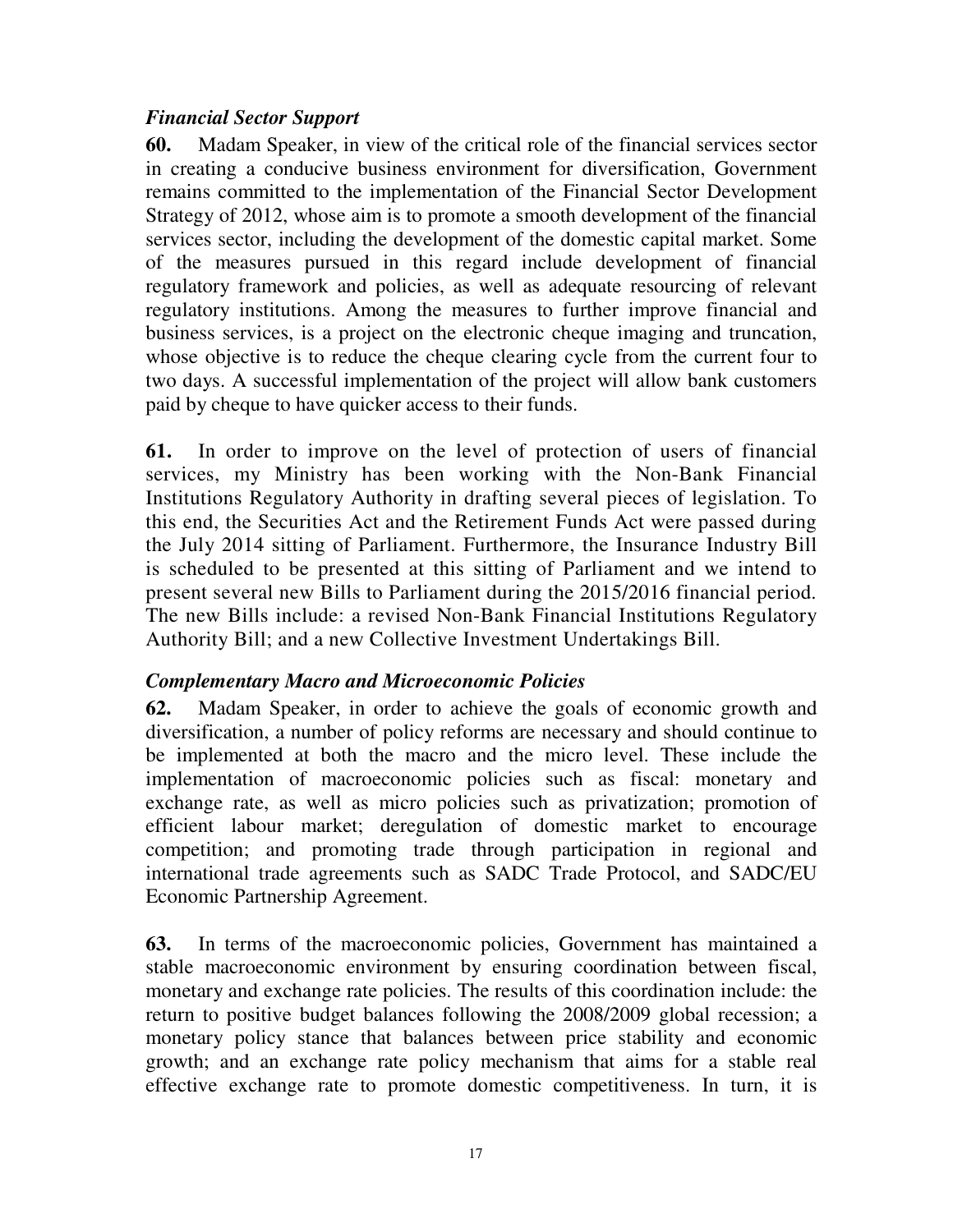***Financial Sector Support***

**60.** Madam Speaker, in view of the critical role of the financial services sector in creating a conducive business environment for diversification, Government remains committed to the implementation of the Financial Sector Development Strategy of 2012, whose aim is to promote a smooth development of the financial services sector, including the development of the domestic capital market. Some of the measures pursued in this regard include development of financial regulatory framework and policies, as well as adequate resourcing of relevant regulatory institutions. Among the measures to further improve financial and business services, is a project on the electronic cheque imaging and truncation, whose objective is to reduce the cheque clearing cycle from the current four to two days. A successful implementation of the project will allow bank customers paid by cheque to have quicker access to their funds.

**61.** In order to improve on the level of protection of users of financial services, my Ministry has been working with the Non-Bank Financial Institutions Regulatory Authority in drafting several pieces of legislation. To this end, the Securities Act and the Retirement Funds Act were passed during the July 2014 sitting of Parliament. Furthermore, the Insurance Industry Bill is scheduled to be presented at this sitting of Parliament and we intend to present several new Bills to Parliament during the 2015/2016 financial period. The new Bills include: a revised Non-Bank Financial Institutions Regulatory Authority Bill; and a new Collective Investment Undertakings Bill.

***Complementary Macro and Microeconomic Policies***

**62.** Madam Speaker, in order to achieve the goals of economic growth and diversification, a number of policy reforms are necessary and should continue to be implemented at both the macro and the micro level. These include the implementation of macroeconomic policies such as fiscal: monetary and exchange rate, as well as micro policies such as privatization; promotion of efficient labour market; deregulation of domestic market to encourage competition; and promoting trade through participation in regional and international trade agreements such as SADC Trade Protocol, and SADC/EU Economic Partnership Agreement.

**63.** In terms of the macroeconomic policies, Government has maintained a stable macroeconomic environment by ensuring coordination between fiscal, monetary and exchange rate policies. The results of this coordination include: the return to positive budget balances following the 2008/2009 global recession; a monetary policy stance that balances between price stability and economic growth; and an exchange rate policy mechanism that aims for a stable real effective exchange rate to promote domestic competitiveness. In turn, it is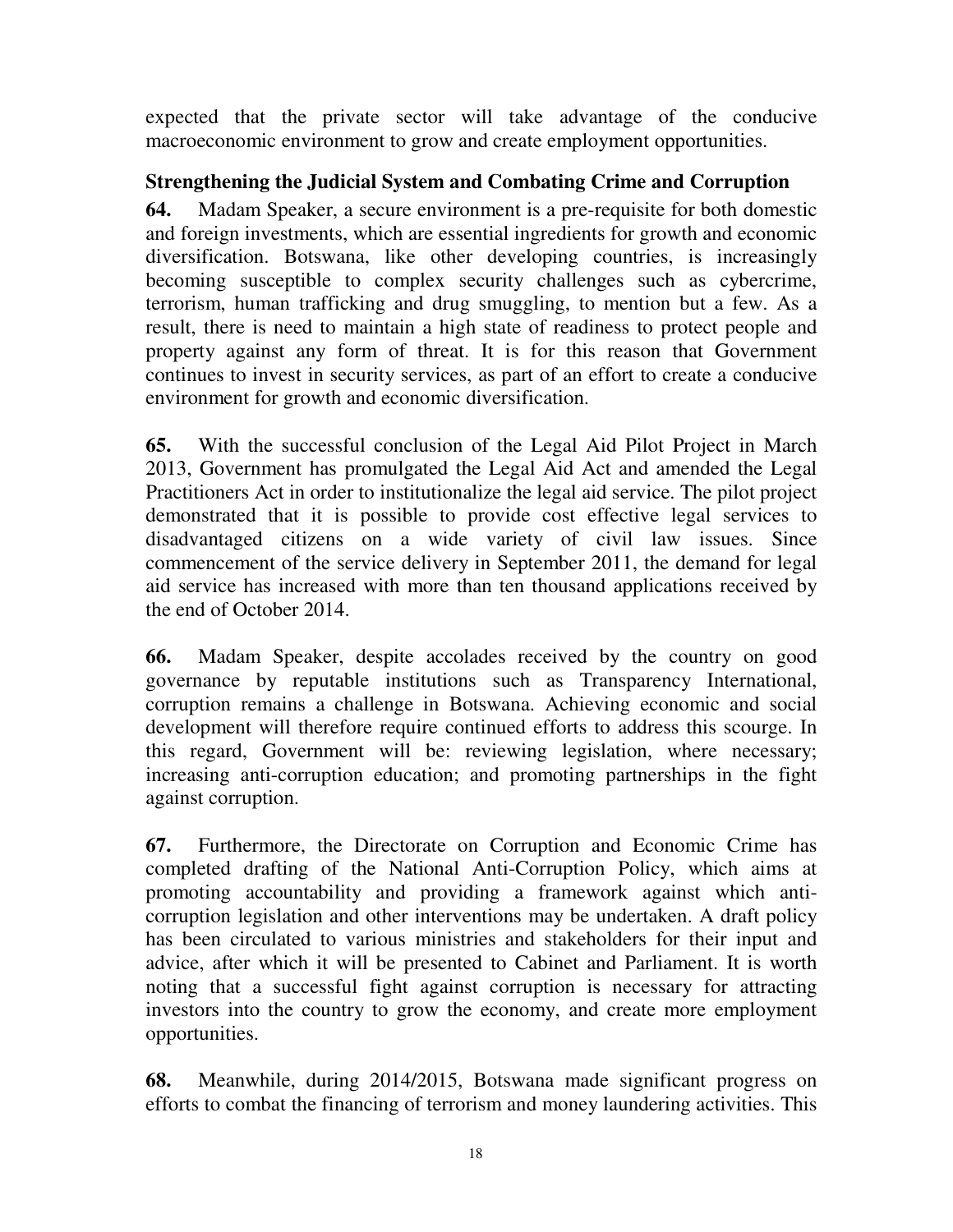expected that the private sector will take advantage of the conducive macroeconomic environment to grow and create employment opportunities.

**Strengthening the Judicial System and Combating Crime and Corruption**

**64.** Madam Speaker, a secure environment is a pre-requisite for both domestic and foreign investments, which are essential ingredients for growth and economic diversification. Botswana, like other developing countries, is increasingly becoming susceptible to complex security challenges such as cybercrime, terrorism, human trafficking and drug smuggling, to mention but a few. As a result, there is need to maintain a high state of readiness to protect people and property against any form of threat. It is for this reason that Government continues to invest in security services, as part of an effort to create a conducive environment for growth and economic diversification.

**65.** With the successful conclusion of the Legal Aid Pilot Project in March 2013, Government has promulgated the Legal Aid Act and amended the Legal Practitioners Act in order to institutionalize the legal aid service. The pilot project demonstrated that it is possible to provide cost effective legal services to disadvantaged citizens on a wide variety of civil law issues. Since commencement of the service delivery in September 2011, the demand for legal aid service has increased with more than ten thousand applications received by the end of October 2014.

**66.** Madam Speaker, despite accolades received by the country on good governance by reputable institutions such as Transparency International, corruption remains a challenge in Botswana. Achieving economic and social development will therefore require continued efforts to address this scourge. In this regard, Government will be: reviewing legislation, where necessary; increasing anti-corruption education; and promoting partnerships in the fight against corruption.

**67.** Furthermore, the Directorate on Corruption and Economic Crime has completed drafting of the National Anti-Corruption Policy, which aims at promoting accountability and providing a framework against which anti-corruption legislation and other interventions may be undertaken. A draft policy has been circulated to various ministries and stakeholders for their input and advice, after which it will be presented to Cabinet and Parliament. It is worth noting that a successful fight against corruption is necessary for attracting investors into the country to grow the economy, and create more employment opportunities.

**68.** Meanwhile, during 2014/2015, Botswana made significant progress on efforts to combat the financing of terrorism and money laundering activities. This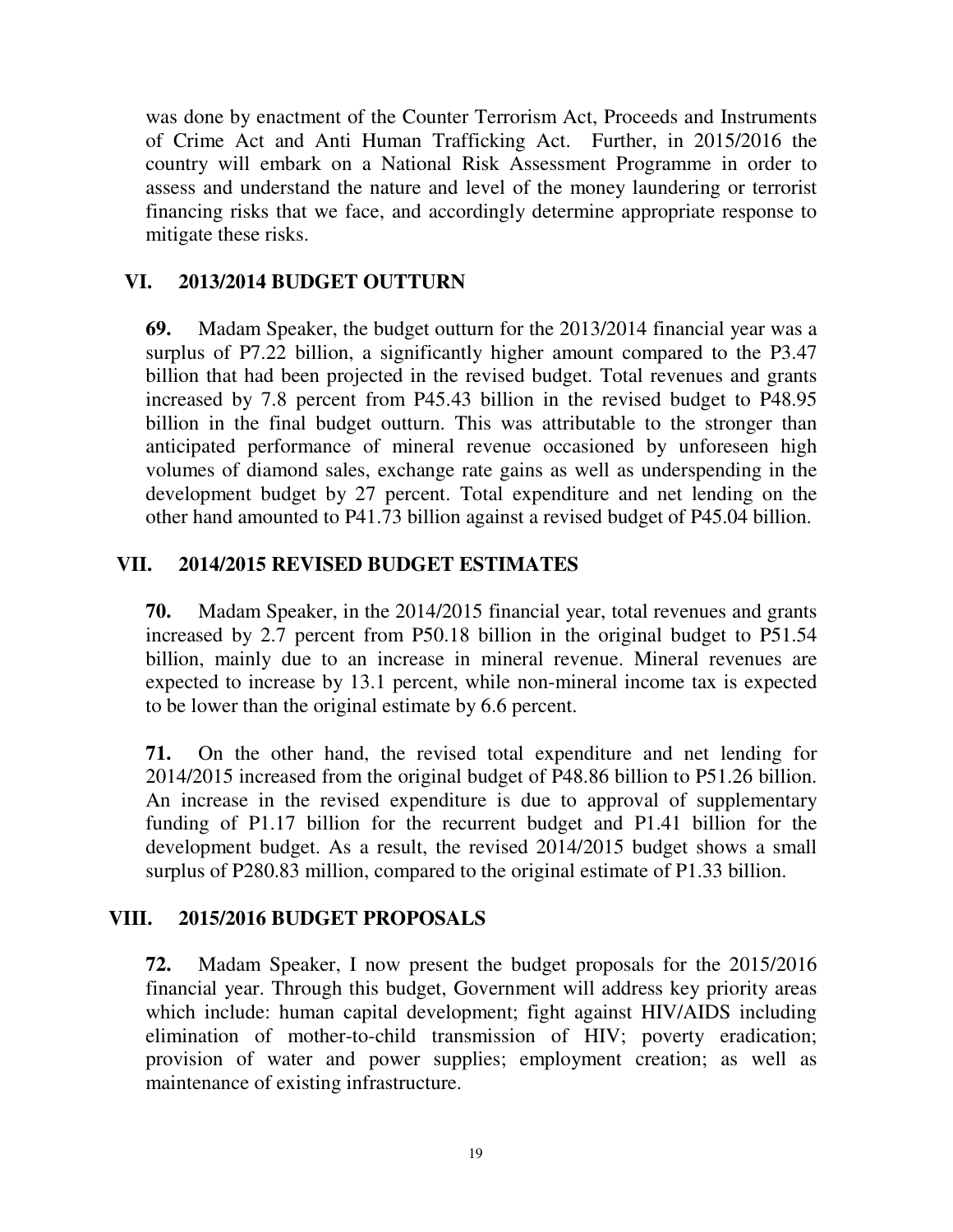was done by enactment of the Counter Terrorism Act, Proceeds and Instruments of Crime Act and Anti Human Trafficking Act. Further, in 2015/2016 the country will embark on a National Risk Assessment Programme in order to assess and understand the nature and level of the money laundering or terrorist financing risks that we face, and accordingly determine appropriate response to mitigate these risks.

## VI. 2013/2014 BUDGET OUTTURN

**69.** Madam Speaker, the budget outturn for the 2013/2014 financial year was a surplus of P7.22 billion, a significantly higher amount compared to the P3.47 billion that had been projected in the revised budget. Total revenues and grants increased by 7.8 percent from P45.43 billion in the revised budget to P48.95 billion in the final budget outturn. This was attributable to the stronger than anticipated performance of mineral revenue occasioned by unforeseen high volumes of diamond sales, exchange rate gains as well as underspending in the development budget by 27 percent. Total expenditure and net lending on the other hand amounted to P41.73 billion against a revised budget of P45.04 billion.

## VII. 2014/2015 REVISED BUDGET ESTIMATES

**70.** Madam Speaker, in the 2014/2015 financial year, total revenues and grants increased by 2.7 percent from P50.18 billion in the original budget to P51.54 billion, mainly due to an increase in mineral revenue. Mineral revenues are expected to increase by 13.1 percent, while non-mineral income tax is expected to be lower than the original estimate by 6.6 percent.

**71.** On the other hand, the revised total expenditure and net lending for 2014/2015 increased from the original budget of P48.86 billion to P51.26 billion. An increase in the revised expenditure is due to approval of supplementary funding of P1.17 billion for the recurrent budget and P1.41 billion for the development budget. As a result, the revised 2014/2015 budget shows a small surplus of P280.83 million, compared to the original estimate of P1.33 billion.

## VIII. 2015/2016 BUDGET PROPOSALS

**72.** Madam Speaker, I now present the budget proposals for the 2015/2016 financial year. Through this budget, Government will address key priority areas which include: human capital development; fight against HIV/AIDS including elimination of mother-to-child transmission of HIV; poverty eradication; provision of water and power supplies; employment creation; as well as maintenance of existing infrastructure.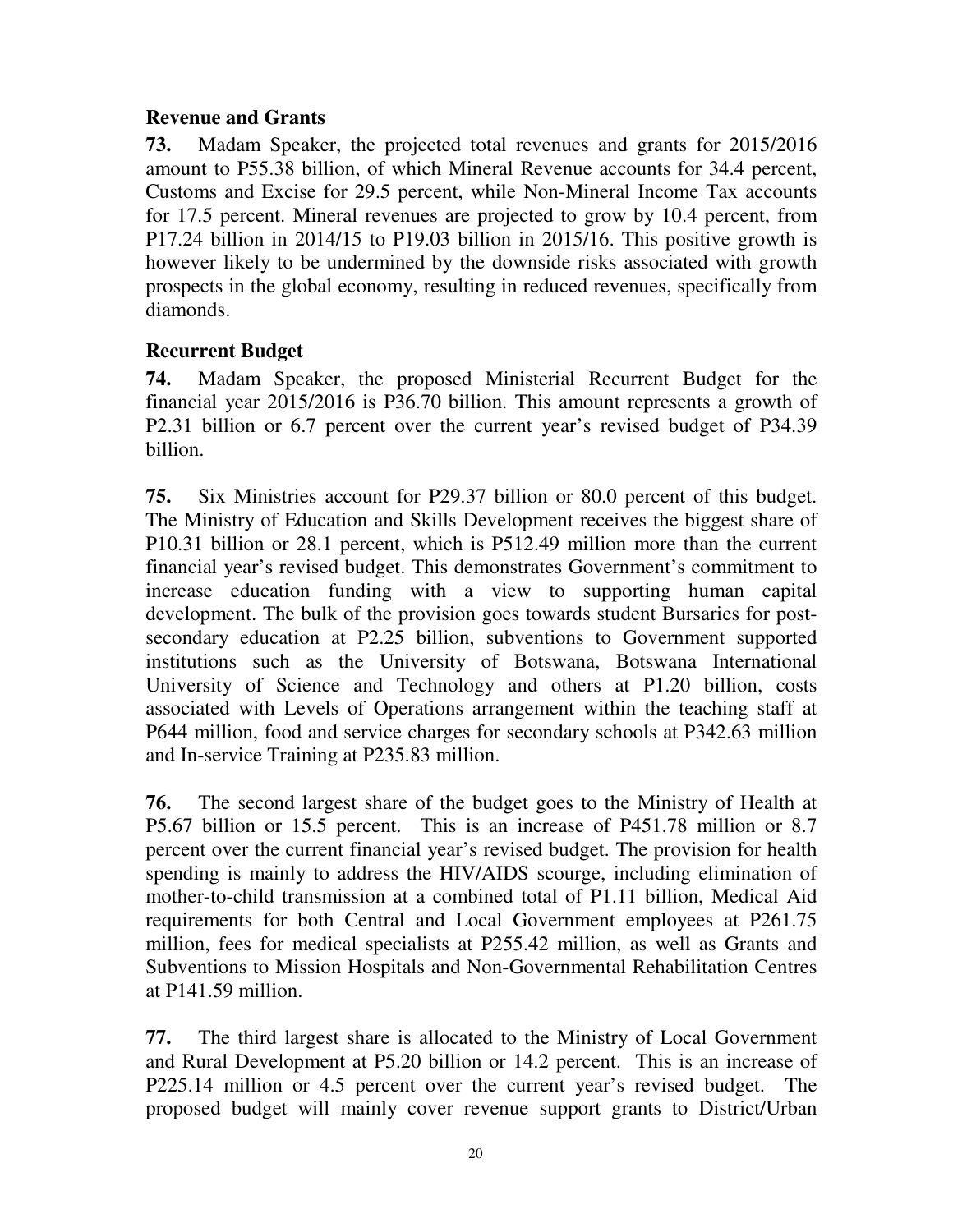### Revenue and Grants

**73.** Madam Speaker, the projected total revenues and grants for 2015/2016 amount to P55.38 billion, of which Mineral Revenue accounts for 34.4 percent, Customs and Excise for 29.5 percent, while Non-Mineral Income Tax accounts for 17.5 percent. Mineral revenues are projected to grow by 10.4 percent, from P17.24 billion in 2014/15 to P19.03 billion in 2015/16. This positive growth is however likely to be undermined by the downside risks associated with growth prospects in the global economy, resulting in reduced revenues, specifically from diamonds.

### Recurrent Budget

**74.** Madam Speaker, the proposed Ministerial Recurrent Budget for the financial year 2015/2016 is P36.70 billion. This amount represents a growth of P2.31 billion or 6.7 percent over the current year's revised budget of P34.39 billion.

**75.** Six Ministries account for P29.37 billion or 80.0 percent of this budget. The Ministry of Education and Skills Development receives the biggest share of P10.31 billion or 28.1 percent, which is P512.49 million more than the current financial year's revised budget. This demonstrates Government's commitment to increase education funding with a view to supporting human capital development. The bulk of the provision goes towards student Bursaries for post-secondary education at P2.25 billion, subventions to Government supported institutions such as the University of Botswana, Botswana International University of Science and Technology and others at P1.20 billion, costs associated with Levels of Operations arrangement within the teaching staff at P644 million, food and service charges for secondary schools at P342.63 million and In-service Training at P235.83 million.

**76.** The second largest share of the budget goes to the Ministry of Health at P5.67 billion or 15.5 percent. This is an increase of P451.78 million or 8.7 percent over the current financial year's revised budget. The provision for health spending is mainly to address the HIV/AIDS scourge, including elimination of mother-to-child transmission at a combined total of P1.11 billion, Medical Aid requirements for both Central and Local Government employees at P261.75 million, fees for medical specialists at P255.42 million, as well as Grants and Subventions to Mission Hospitals and Non-Governmental Rehabilitation Centres at P141.59 million.

**77.** The third largest share is allocated to the Ministry of Local Government and Rural Development at P5.20 billion or 14.2 percent. This is an increase of P225.14 million or 4.5 percent over the current year's revised budget. The proposed budget will mainly cover revenue support grants to District/Urban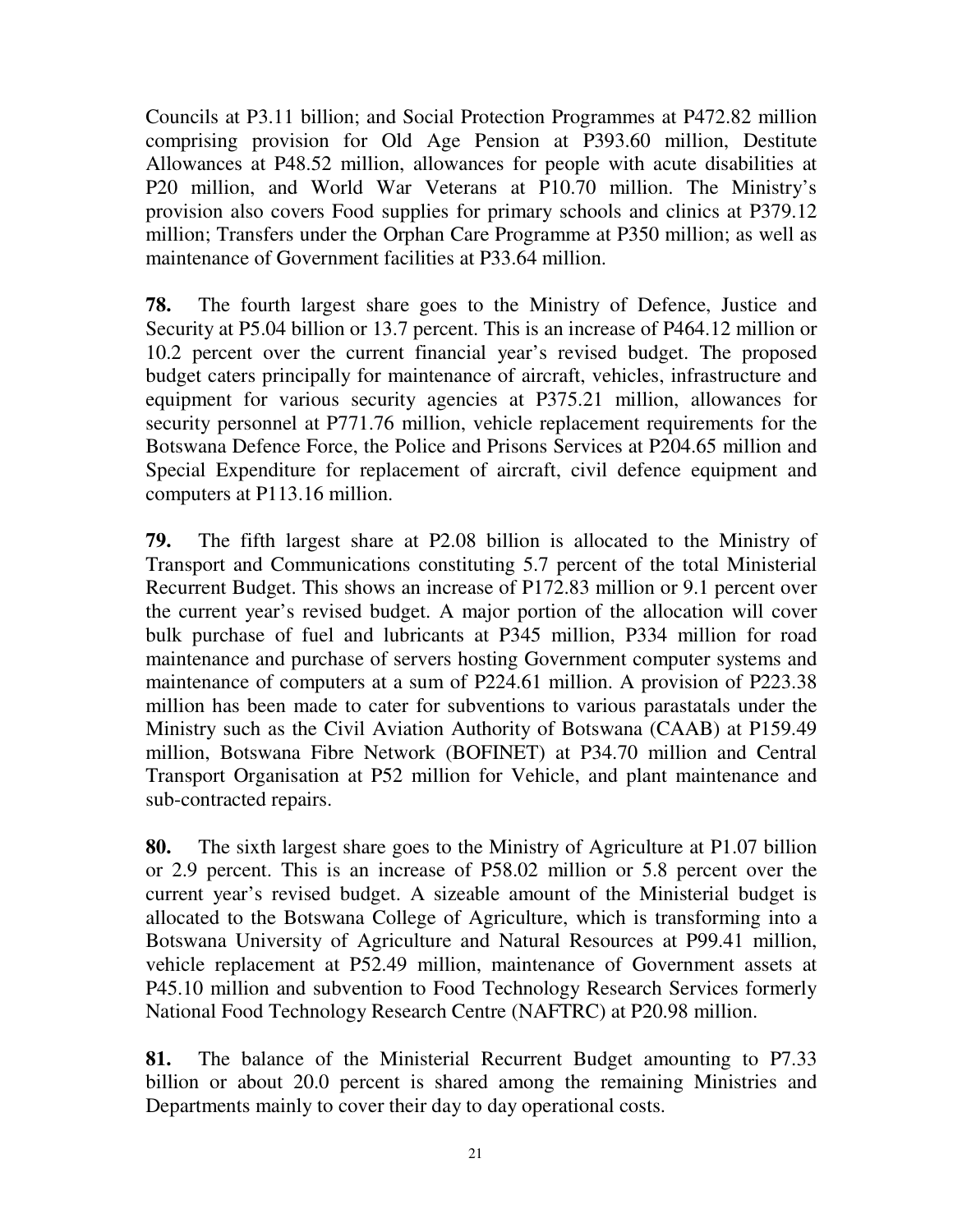Councils at P3.11 billion; and Social Protection Programmes at P472.82 million comprising provision for Old Age Pension at P393.60 million, Destitute Allowances at P48.52 million, allowances for people with acute disabilities at P20 million, and World War Veterans at P10.70 million. The Ministry's provision also covers Food supplies for primary schools and clinics at P379.12 million; Transfers under the Orphan Care Programme at P350 million; as well as maintenance of Government facilities at P33.64 million.

**78.** The fourth largest share goes to the Ministry of Defence, Justice and Security at P5.04 billion or 13.7 percent. This is an increase of P464.12 million or 10.2 percent over the current financial year's revised budget. The proposed budget caters principally for maintenance of aircraft, vehicles, infrastructure and equipment for various security agencies at P375.21 million, allowances for security personnel at P771.76 million, vehicle replacement requirements for the Botswana Defence Force, the Police and Prisons Services at P204.65 million and Special Expenditure for replacement of aircraft, civil defence equipment and computers at P113.16 million.

**79.** The fifth largest share at P2.08 billion is allocated to the Ministry of Transport and Communications constituting 5.7 percent of the total Ministerial Recurrent Budget. This shows an increase of P172.83 million or 9.1 percent over the current year's revised budget. A major portion of the allocation will cover bulk purchase of fuel and lubricants at P345 million, P334 million for road maintenance and purchase of servers hosting Government computer systems and maintenance of computers at a sum of P224.61 million. A provision of P223.38 million has been made to cater for subventions to various parastatals under the Ministry such as the Civil Aviation Authority of Botswana (CAAB) at P159.49 million, Botswana Fibre Network (BOFINET) at P34.70 million and Central Transport Organisation at P52 million for Vehicle, and plant maintenance and sub-contracted repairs.

**80.** The sixth largest share goes to the Ministry of Agriculture at P1.07 billion or 2.9 percent. This is an increase of P58.02 million or 5.8 percent over the current year's revised budget. A sizeable amount of the Ministerial budget is allocated to the Botswana College of Agriculture, which is transforming into a Botswana University of Agriculture and Natural Resources at P99.41 million, vehicle replacement at P52.49 million, maintenance of Government assets at P45.10 million and subvention to Food Technology Research Services formerly National Food Technology Research Centre (NAFTRC) at P20.98 million.

**81.** The balance of the Ministerial Recurrent Budget amounting to P7.33 billion or about 20.0 percent is shared among the remaining Ministries and Departments mainly to cover their day to day operational costs.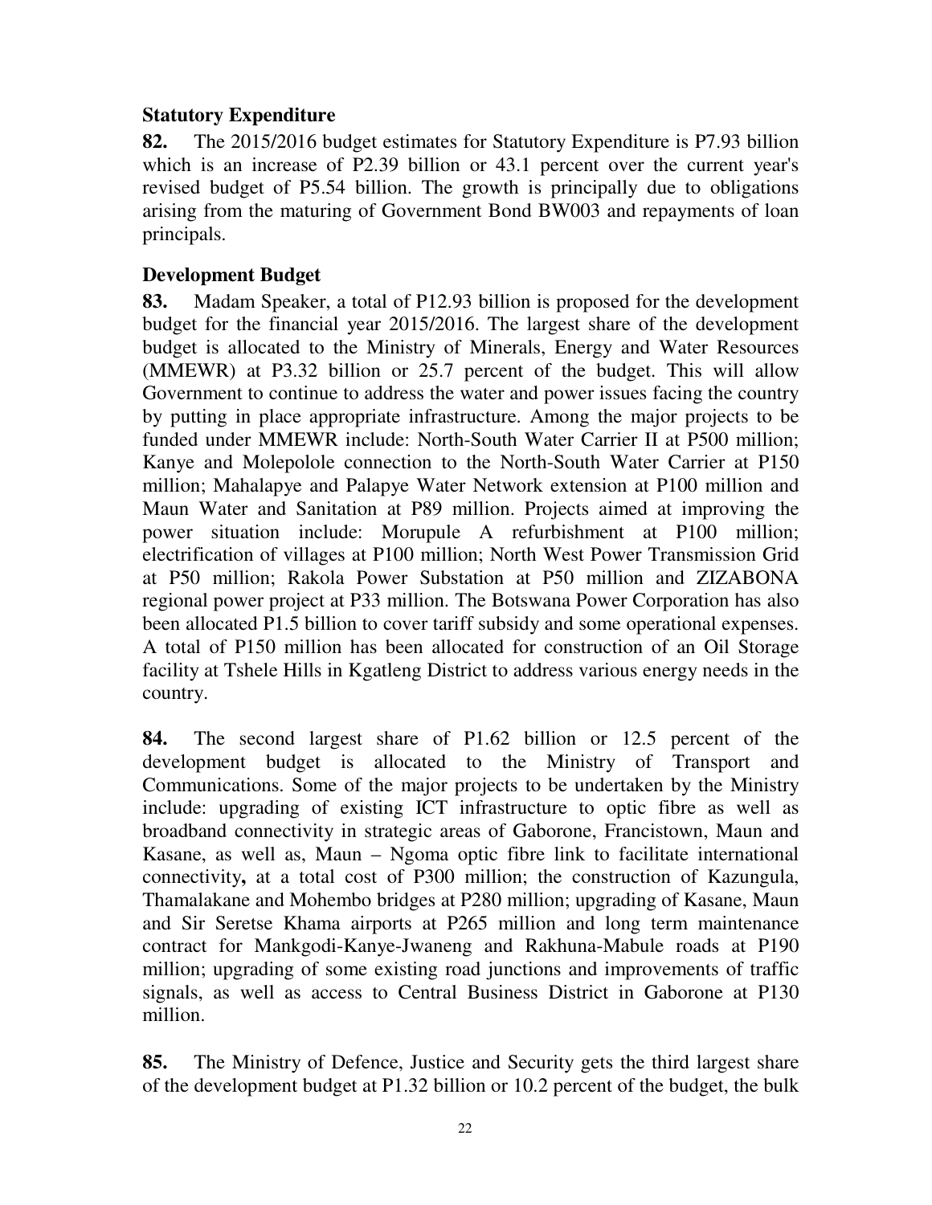**Statutory Expenditure**

**82.** The 2015/2016 budget estimates for Statutory Expenditure is P7.93 billion which is an increase of P2.39 billion or 43.1 percent over the current year's revised budget of P5.54 billion. The growth is principally due to obligations arising from the maturing of Government Bond BW003 and repayments of loan principals.

**Development Budget**

**83.** Madam Speaker, a total of P12.93 billion is proposed for the development budget for the financial year 2015/2016. The largest share of the development budget is allocated to the Ministry of Minerals, Energy and Water Resources (MMEWR) at P3.32 billion or 25.7 percent of the budget. This will allow Government to continue to address the water and power issues facing the country by putting in place appropriate infrastructure. Among the major projects to be funded under MMEWR include: North-South Water Carrier II at P500 million; Kanye and Molepolole connection to the North-South Water Carrier at P150 million; Mahalapye and Palapye Water Network extension at P100 million and Maun Water and Sanitation at P89 million. Projects aimed at improving the power situation include: Morupule A refurbishment at P100 million; electrification of villages at P100 million; North West Power Transmission Grid at P50 million; Rakola Power Substation at P50 million and ZIZABONA regional power project at P33 million. The Botswana Power Corporation has also been allocated P1.5 billion to cover tariff subsidy and some operational expenses. A total of P150 million has been allocated for construction of an Oil Storage facility at Tshele Hills in Kgatleng District to address various energy needs in the country.

**84.** The second largest share of P1.62 billion or 12.5 percent of the development budget is allocated to the Ministry of Transport and Communications. Some of the major projects to be undertaken by the Ministry include: upgrading of existing ICT infrastructure to optic fibre as well as broadband connectivity in strategic areas of Gaborone, Francistown, Maun and Kasane, as well as, Maun – Ngoma optic fibre link to facilitate international connectivity**,** at a total cost of P300 million; the construction of Kazungula, Thamalakane and Mohembo bridges at P280 million; upgrading of Kasane, Maun and Sir Seretse Khama airports at P265 million and long term maintenance contract for Mankgodi-Kanye-Jwaneng and Rakhuna-Mabule roads at P190 million; upgrading of some existing road junctions and improvements of traffic signals, as well as access to Central Business District in Gaborone at P130 million.

**85.** The Ministry of Defence, Justice and Security gets the third largest share of the development budget at P1.32 billion or 10.2 percent of the budget, the bulk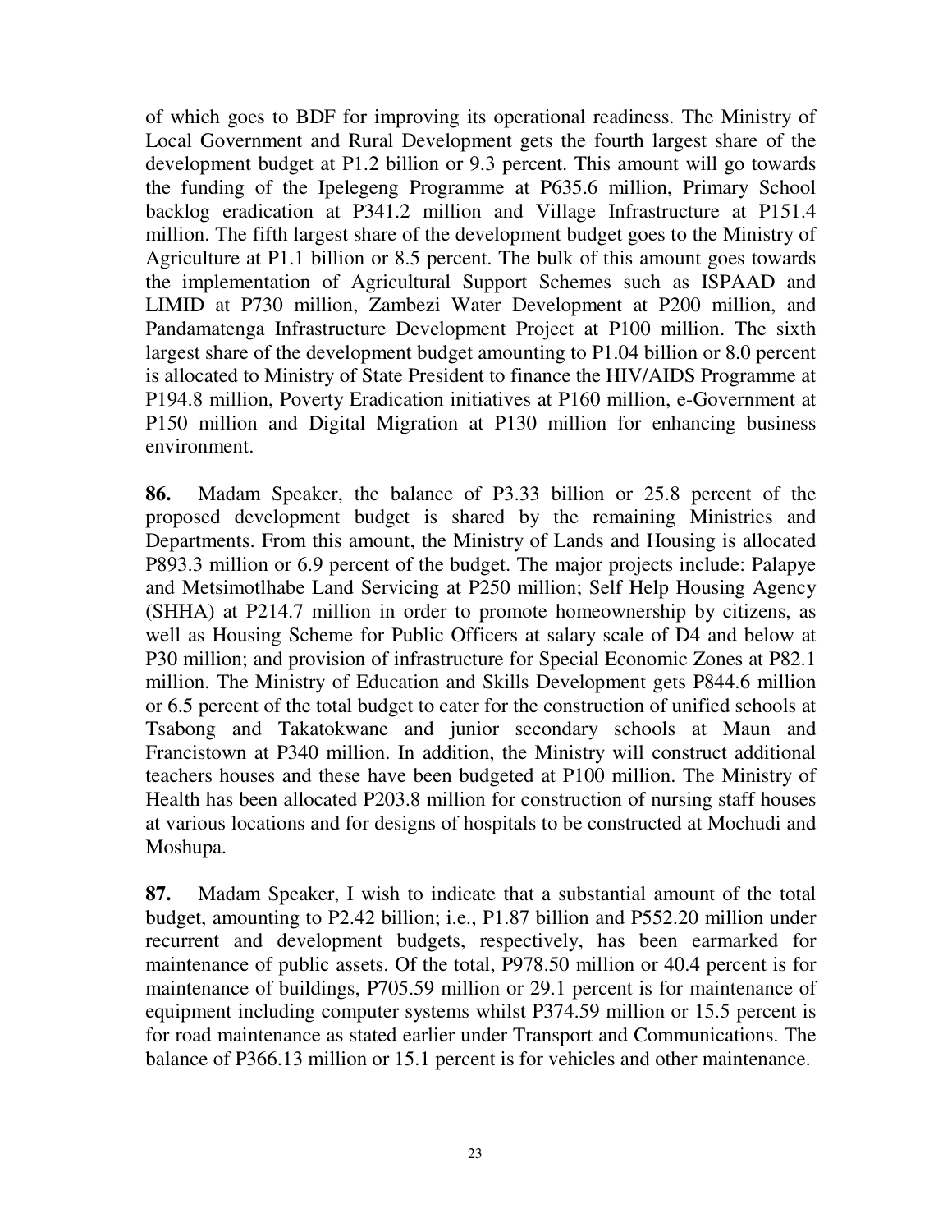of which goes to BDF for improving its operational readiness. The Ministry of Local Government and Rural Development gets the fourth largest share of the development budget at P1.2 billion or 9.3 percent. This amount will go towards the funding of the Ipelegeng Programme at P635.6 million, Primary School backlog eradication at P341.2 million and Village Infrastructure at P151.4 million. The fifth largest share of the development budget goes to the Ministry of Agriculture at P1.1 billion or 8.5 percent. The bulk of this amount goes towards the implementation of Agricultural Support Schemes such as ISPAAD and LIMID at P730 million, Zambezi Water Development at P200 million, and Pandamatenga Infrastructure Development Project at P100 million. The sixth largest share of the development budget amounting to P1.04 billion or 8.0 percent is allocated to Ministry of State President to finance the HIV/AIDS Programme at P194.8 million, Poverty Eradication initiatives at P160 million, e-Government at P150 million and Digital Migration at P130 million for enhancing business environment.

**86.** Madam Speaker, the balance of P3.33 billion or 25.8 percent of the proposed development budget is shared by the remaining Ministries and Departments. From this amount, the Ministry of Lands and Housing is allocated P893.3 million or 6.9 percent of the budget. The major projects include: Palapye and Metsimotlhabe Land Servicing at P250 million; Self Help Housing Agency (SHHA) at P214.7 million in order to promote homeownership by citizens, as well as Housing Scheme for Public Officers at salary scale of D4 and below at P30 million; and provision of infrastructure for Special Economic Zones at P82.1 million. The Ministry of Education and Skills Development gets P844.6 million or 6.5 percent of the total budget to cater for the construction of unified schools at Tsabong and Takatokwane and junior secondary schools at Maun and Francistown at P340 million. In addition, the Ministry will construct additional teachers houses and these have been budgeted at P100 million. The Ministry of Health has been allocated P203.8 million for construction of nursing staff houses at various locations and for designs of hospitals to be constructed at Mochudi and Moshupa.

**87.** Madam Speaker, I wish to indicate that a substantial amount of the total budget, amounting to P2.42 billion; i.e., P1.87 billion and P552.20 million under recurrent and development budgets, respectively, has been earmarked for maintenance of public assets. Of the total, P978.50 million or 40.4 percent is for maintenance of buildings, P705.59 million or 29.1 percent is for maintenance of equipment including computer systems whilst P374.59 million or 15.5 percent is for road maintenance as stated earlier under Transport and Communications. The balance of P366.13 million or 15.1 percent is for vehicles and other maintenance.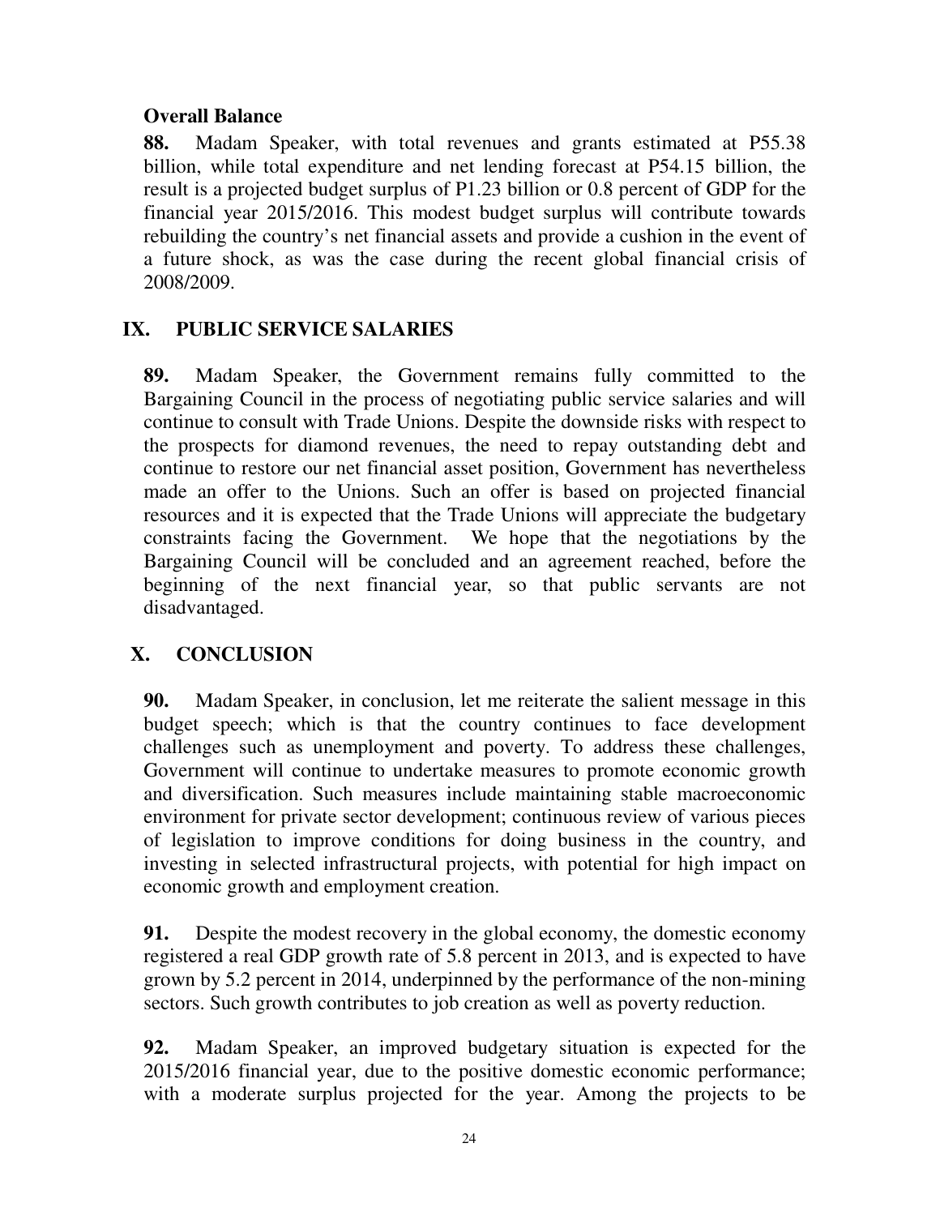**Overall Balance**

**88.** Madam Speaker, with total revenues and grants estimated at P55.38 billion, while total expenditure and net lending forecast at P54.15 billion, the result is a projected budget surplus of P1.23 billion or 0.8 percent of GDP for the financial year 2015/2016. This modest budget surplus will contribute towards rebuilding the country's net financial assets and provide a cushion in the event of a future shock, as was the case during the recent global financial crisis of 2008/2009.

## IX. PUBLIC SERVICE SALARIES

**89.** Madam Speaker, the Government remains fully committed to the Bargaining Council in the process of negotiating public service salaries and will continue to consult with Trade Unions. Despite the downside risks with respect to the prospects for diamond revenues, the need to repay outstanding debt and continue to restore our net financial asset position, Government has nevertheless made an offer to the Unions. Such an offer is based on projected financial resources and it is expected that the Trade Unions will appreciate the budgetary constraints facing the Government. We hope that the negotiations by the Bargaining Council will be concluded and an agreement reached, before the beginning of the next financial year, so that public servants are not disadvantaged.

## X. CONCLUSION

**90.** Madam Speaker, in conclusion, let me reiterate the salient message in this budget speech; which is that the country continues to face development challenges such as unemployment and poverty. To address these challenges, Government will continue to undertake measures to promote economic growth and diversification. Such measures include maintaining stable macroeconomic environment for private sector development; continuous review of various pieces of legislation to improve conditions for doing business in the country, and investing in selected infrastructural projects, with potential for high impact on economic growth and employment creation.

**91.** Despite the modest recovery in the global economy, the domestic economy registered a real GDP growth rate of 5.8 percent in 2013, and is expected to have grown by 5.2 percent in 2014, underpinned by the performance of the non-mining sectors. Such growth contributes to job creation as well as poverty reduction.

**92.** Madam Speaker, an improved budgetary situation is expected for the 2015/2016 financial year, due to the positive domestic economic performance; with a moderate surplus projected for the year. Among the projects to be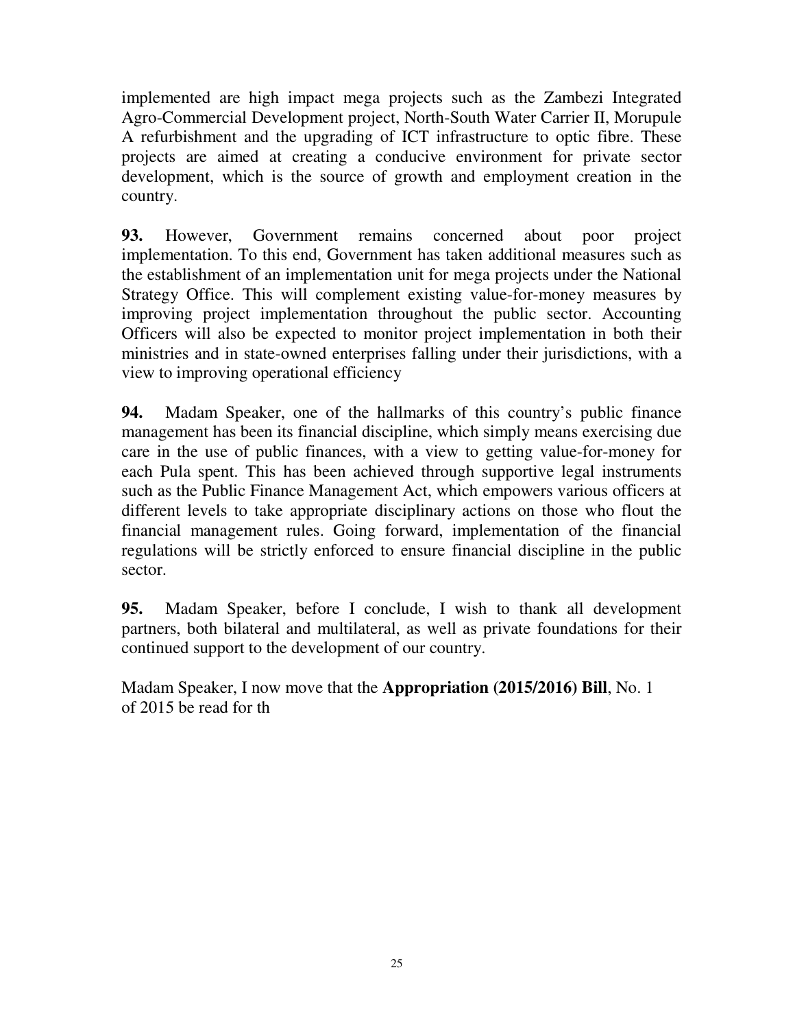implemented are high impact mega projects such as the Zambezi Integrated Agro-Commercial Development project, North-South Water Carrier II, Morupule A refurbishment and the upgrading of ICT infrastructure to optic fibre. These projects are aimed at creating a conducive environment for private sector development, which is the source of growth and employment creation in the country.

**93.** However, Government remains concerned about poor project implementation. To this end, Government has taken additional measures such as the establishment of an implementation unit for mega projects under the National Strategy Office. This will complement existing value-for-money measures by improving project implementation throughout the public sector. Accounting Officers will also be expected to monitor project implementation in both their ministries and in state-owned enterprises falling under their jurisdictions, with a view to improving operational efficiency

**94.** Madam Speaker, one of the hallmarks of this country's public finance management has been its financial discipline, which simply means exercising due care in the use of public finances, with a view to getting value-for-money for each Pula spent. This has been achieved through supportive legal instruments such as the Public Finance Management Act, which empowers various officers at different levels to take appropriate disciplinary actions on those who flout the financial management rules. Going forward, implementation of the financial regulations will be strictly enforced to ensure financial discipline in the public sector.

**95.** Madam Speaker, before I conclude, I wish to thank all development partners, both bilateral and multilateral, as well as private foundations for their continued support to the development of our country.

Madam Speaker, I now move that the **Appropriation (2015/2016) Bill**, No. 1 of 2015 be read for th